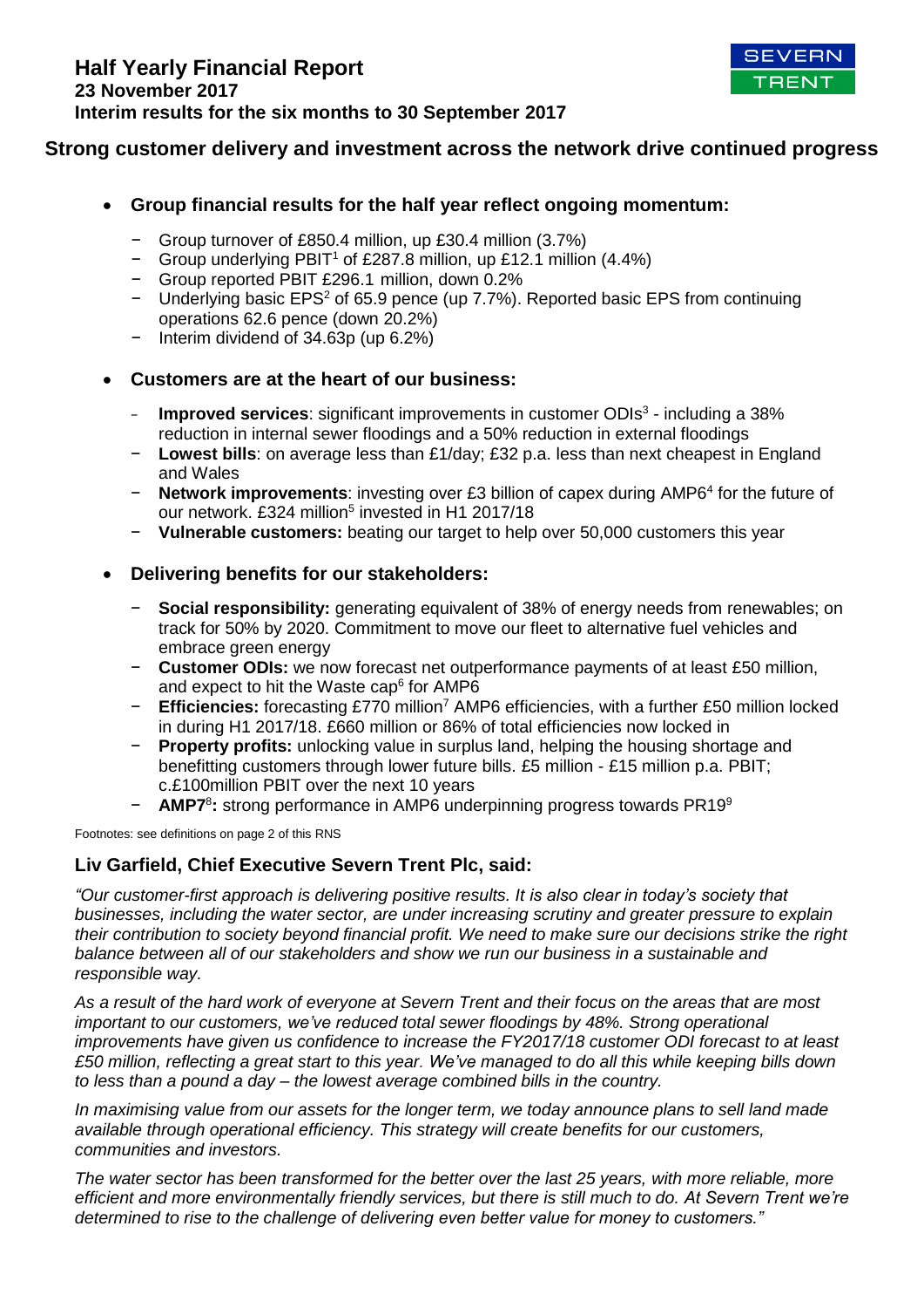# Half Yearly Financial Report

**23 November 2017**

**Interim results for the six months to 30 September 2017**

SEVERN TRENT

## Strong customer delivery and investment across the network drive continued progress

- **Group financial results for the half year reflect ongoing momentum:**
  - Group turnover of £850.4 million, up £30.4 million (3.7%)
  - Group underlying PBIT[1] of £287.8 million, up £12.1 million (4.4%)
  - Group reported PBIT £296.1 million, down 0.2%
  - Underlying basic EPS[2] of 65.9 pence (up 7.7%). Reported basic EPS from continuing operations 62.6 pence (down 20.2%)
  - Interim dividend of 34.63p (up 6.2%)

- **Customers are at the heart of our business:**
  - **Improved services**: significant improvements in customer ODIs[3] - including a 38% reduction in internal sewer floodings and a 50% reduction in external floodings
  - **Lowest bills**: on average less than £1/day; £32 p.a. less than next cheapest in England and Wales
  - **Network improvements**: investing over £3 billion of capex during AMP6[4] for the future of our network. £324 million[5] invested in H1 2017/18
  - **Vulnerable customers:** beating our target to help over 50,000 customers this year

- **Delivering benefits for our stakeholders:**
  - **Social responsibility:** generating equivalent of 38% of energy needs from renewables; on track for 50% by 2020. Commitment to move our fleet to alternative fuel vehicles and embrace green energy
  - **Customer ODIs:** we now forecast net outperformance payments of at least £50 million, and expect to hit the Waste cap[6] for AMP6
  - **Efficiencies:** forecasting £770 million[7] AMP6 efficiencies, with a further £50 million locked in during H1 2017/18. £660 million or 86% of total efficiencies now locked in
  - **Property profits:** unlocking value in surplus land, helping the housing shortage and benefitting customers through lower future bills. £5 million - £15 million p.a. PBIT; c.£100million PBIT over the next 10 years
  - **AMP7[8]:** strong performance in AMP6 underpinning progress towards PR19[9]

Footnotes: see definitions on page 2 of this RNS

### Liv Garfield, Chief Executive Severn Trent Plc, said:

*"Our customer-first approach is delivering positive results. It is also clear in today's society that businesses, including the water sector, are under increasing scrutiny and greater pressure to explain their contribution to society beyond financial profit. We need to make sure our decisions strike the right balance between all of our stakeholders and show we run our business in a sustainable and responsible way.*

*As a result of the hard work of everyone at Severn Trent and their focus on the areas that are most important to our customers, we've reduced total sewer floodings by 48%. Strong operational improvements have given us confidence to increase the FY2017/18 customer ODI forecast to at least £50 million, reflecting a great start to this year. We've managed to do all this while keeping bills down to less than a pound a day – the lowest average combined bills in the country.*

*In maximising value from our assets for the longer term, we today announce plans to sell land made available through operational efficiency. This strategy will create benefits for our customers, communities and investors.*

*The water sector has been transformed for the better over the last 25 years, with more reliable, more efficient and more environmentally friendly services, but there is still much to do. At Severn Trent we're determined to rise to the challenge of delivering even better value for money to customers."*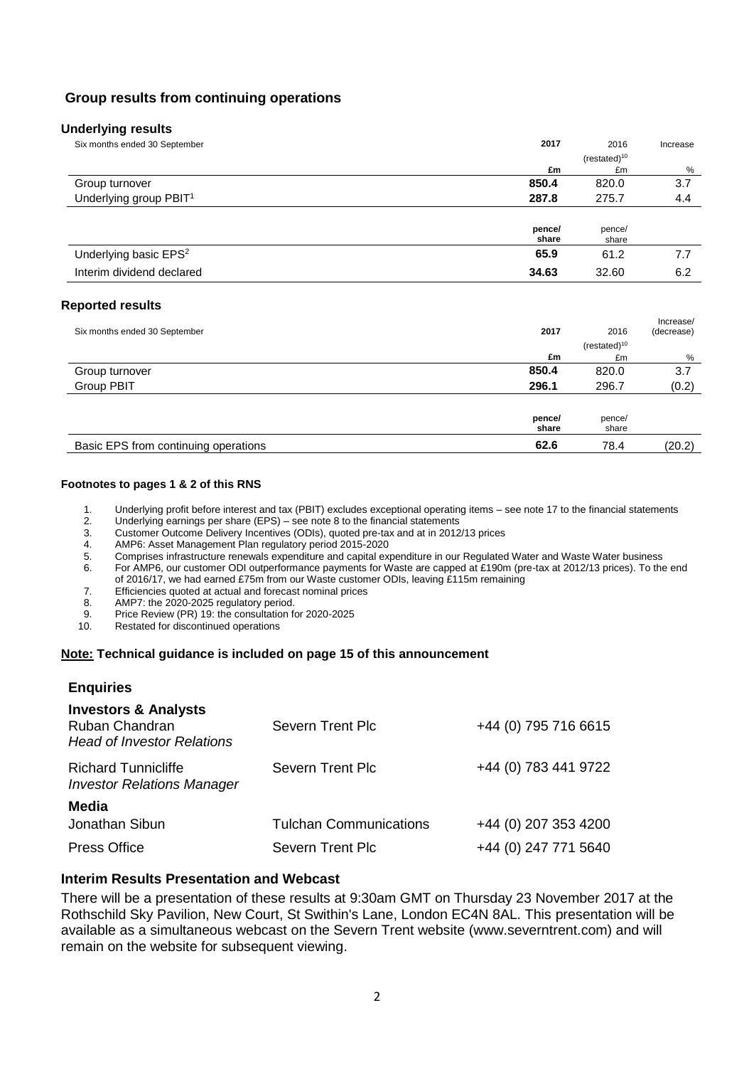## Group results from continuing operations

### Underlying results

| Six months ended 30 September | 2017 | 2016 (restated)[10] | Increase |
|---|---|---|---|
| | **£m** | £m | % |
| Group turnover | **850.4** | 820.0 | 3.7 |
| Underlying group PBIT[1] | **287.8** | 275.7 | 4.4 |
| | **pence/ share** | pence/ share | |
| Underlying basic EPS[2] | **65.9** | 61.2 | 7.7 |
| Interim dividend declared | **34.63** | 32.60 | 6.2 |

### Reported results

| Six months ended 30 September | 2017 | 2016 (restated)[10] | Increase/ (decrease) |
|---|---|---|---|
| | **£m** | £m | % |
| Group turnover | **850.4** | 820.0 | 3.7 |
| Group PBIT | **296.1** | 296.7 | (0.2) |
| | **pence/ share** | pence/ share | |
| Basic EPS from continuing operations | **62.6** | 78.4 | (20.2) |

#### Footnotes to pages 1 & 2 of this RNS

1. Underlying profit before interest and tax (PBIT) excludes exceptional operating items – see note 17 to the financial statements
2. Underlying earnings per share (EPS) – see note 8 to the financial statements
3. Customer Outcome Delivery Incentives (ODIs), quoted pre-tax and at in 2012/13 prices
4. AMP6: Asset Management Plan regulatory period 2015-2020
5. Comprises infrastructure renewals expenditure and capital expenditure in our Regulated Water and Waste Water business
6. For AMP6, our customer ODI outperformance payments for Waste are capped at £190m (pre-tax at 2012/13 prices). To the end of 2016/17, we had earned £75m from our Waste customer ODIs, leaving £115m remaining
7. Efficiencies quoted at actual and forecast nominal prices
8. AMP7: the 2020-2025 regulatory period.
9. Price Review (PR) 19: the consultation for 2020-2025
10. Restated for discontinued operations

**Note: Technical guidance is included on page 15 of this announcement**

### Enquiries

**Investors & Analysts**

| | | |
|---|---|---|
| Ruban Chandran<br>*Head of Investor Relations* | Severn Trent Plc | +44 (0) 795 716 6615 |
| Richard Tunnicliffe<br>*Investor Relations Manager* | Severn Trent Plc | +44 (0) 783 441 9722 |

**Media**

| | | |
|---|---|---|
| Jonathan Sibun | Tulchan Communications | +44 (0) 207 353 4200 |
| Press Office | Severn Trent Plc | +44 (0) 247 771 5640 |

### Interim Results Presentation and Webcast

There will be a presentation of these results at 9:30am GMT on Thursday 23 November 2017 at the Rothschild Sky Pavilion, New Court, St Swithin's Lane, London EC4N 8AL. This presentation will be available as a simultaneous webcast on the Severn Trent website (www.severntrent.com) and will remain on the website for subsequent viewing.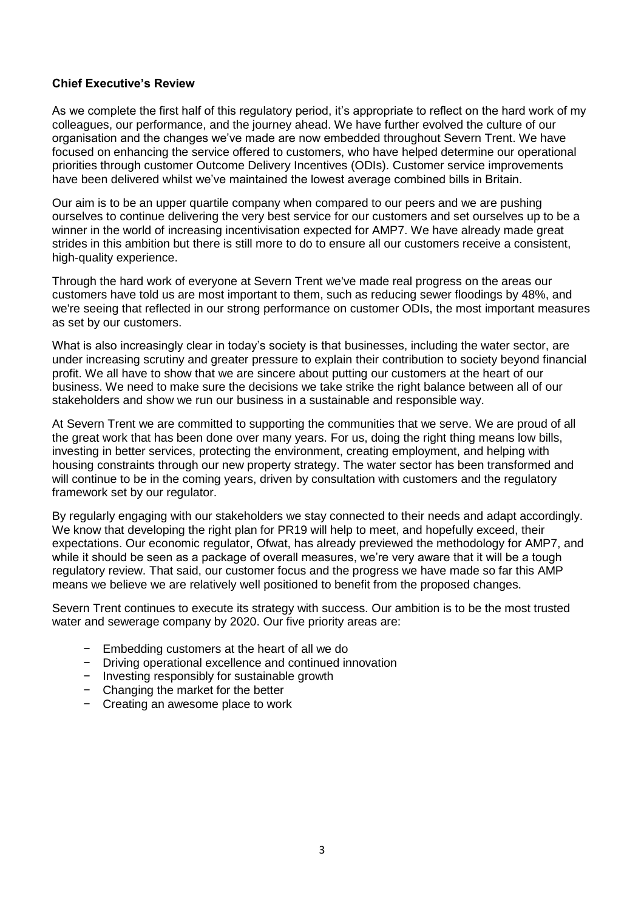**Chief Executive's Review**

As we complete the first half of this regulatory period, it's appropriate to reflect on the hard work of my colleagues, our performance, and the journey ahead. We have further evolved the culture of our organisation and the changes we've made are now embedded throughout Severn Trent. We have focused on enhancing the service offered to customers, who have helped determine our operational priorities through customer Outcome Delivery Incentives (ODIs). Customer service improvements have been delivered whilst we've maintained the lowest average combined bills in Britain.

Our aim is to be an upper quartile company when compared to our peers and we are pushing ourselves to continue delivering the very best service for our customers and set ourselves up to be a winner in the world of increasing incentivisation expected for AMP7. We have already made great strides in this ambition but there is still more to do to ensure all our customers receive a consistent, high-quality experience.

Through the hard work of everyone at Severn Trent we've made real progress on the areas our customers have told us are most important to them, such as reducing sewer floodings by 48%, and we're seeing that reflected in our strong performance on customer ODIs, the most important measures as set by our customers.

What is also increasingly clear in today's society is that businesses, including the water sector, are under increasing scrutiny and greater pressure to explain their contribution to society beyond financial profit. We all have to show that we are sincere about putting our customers at the heart of our business. We need to make sure the decisions we take strike the right balance between all of our stakeholders and show we run our business in a sustainable and responsible way.

At Severn Trent we are committed to supporting the communities that we serve. We are proud of all the great work that has been done over many years. For us, doing the right thing means low bills, investing in better services, protecting the environment, creating employment, and helping with housing constraints through our new property strategy. The water sector has been transformed and will continue to be in the coming years, driven by consultation with customers and the regulatory framework set by our regulator.

By regularly engaging with our stakeholders we stay connected to their needs and adapt accordingly. We know that developing the right plan for PR19 will help to meet, and hopefully exceed, their expectations. Our economic regulator, Ofwat, has already previewed the methodology for AMP7, and while it should be seen as a package of overall measures, we're very aware that it will be a tough regulatory review. That said, our customer focus and the progress we have made so far this AMP means we believe we are relatively well positioned to benefit from the proposed changes.

Severn Trent continues to execute its strategy with success. Our ambition is to be the most trusted water and sewerage company by 2020. Our five priority areas are:

- Embedding customers at the heart of all we do
- Driving operational excellence and continued innovation
- Investing responsibly for sustainable growth
- Changing the market for the better
- Creating an awesome place to work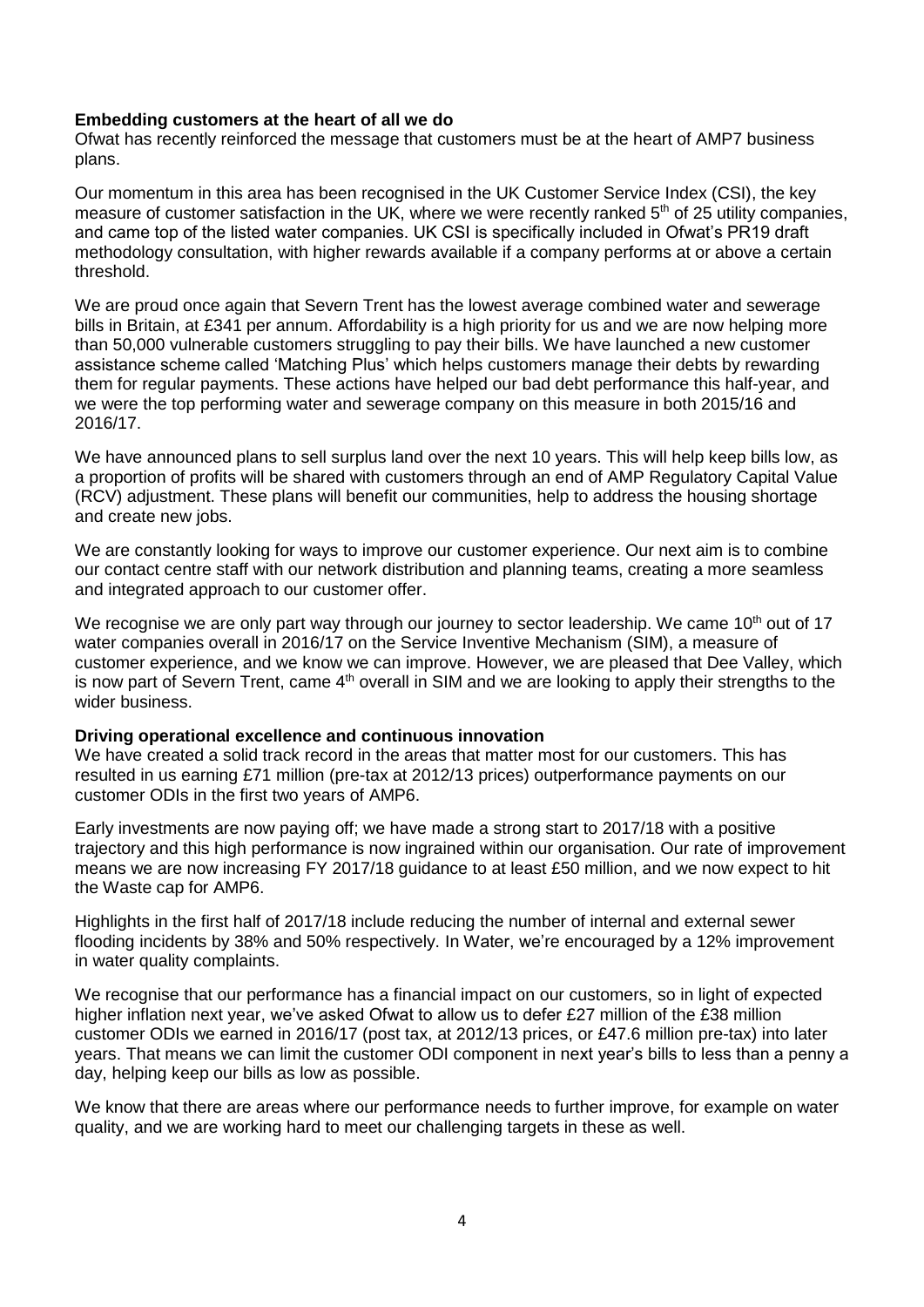**Embedding customers at the heart of all we do**

Ofwat has recently reinforced the message that customers must be at the heart of AMP7 business plans.

Our momentum in this area has been recognised in the UK Customer Service Index (CSI), the key measure of customer satisfaction in the UK, where we were recently ranked 5th of 25 utility companies, and came top of the listed water companies. UK CSI is specifically included in Ofwat's PR19 draft methodology consultation, with higher rewards available if a company performs at or above a certain threshold.

We are proud once again that Severn Trent has the lowest average combined water and sewerage bills in Britain, at £341 per annum. Affordability is a high priority for us and we are now helping more than 50,000 vulnerable customers struggling to pay their bills. We have launched a new customer assistance scheme called 'Matching Plus' which helps customers manage their debts by rewarding them for regular payments. These actions have helped our bad debt performance this half-year, and we were the top performing water and sewerage company on this measure in both 2015/16 and 2016/17.

We have announced plans to sell surplus land over the next 10 years. This will help keep bills low, as a proportion of profits will be shared with customers through an end of AMP Regulatory Capital Value (RCV) adjustment. These plans will benefit our communities, help to address the housing shortage and create new jobs.

We are constantly looking for ways to improve our customer experience. Our next aim is to combine our contact centre staff with our network distribution and planning teams, creating a more seamless and integrated approach to our customer offer.

We recognise we are only part way through our journey to sector leadership. We came 10th out of 17 water companies overall in 2016/17 on the Service Inventive Mechanism (SIM), a measure of customer experience, and we know we can improve. However, we are pleased that Dee Valley, which is now part of Severn Trent, came 4th overall in SIM and we are looking to apply their strengths to the wider business.

**Driving operational excellence and continuous innovation**

We have created a solid track record in the areas that matter most for our customers. This has resulted in us earning £71 million (pre-tax at 2012/13 prices) outperformance payments on our customer ODIs in the first two years of AMP6.

Early investments are now paying off; we have made a strong start to 2017/18 with a positive trajectory and this high performance is now ingrained within our organisation. Our rate of improvement means we are now increasing FY 2017/18 guidance to at least £50 million, and we now expect to hit the Waste cap for AMP6.

Highlights in the first half of 2017/18 include reducing the number of internal and external sewer flooding incidents by 38% and 50% respectively. In Water, we're encouraged by a 12% improvement in water quality complaints.

We recognise that our performance has a financial impact on our customers, so in light of expected higher inflation next year, we've asked Ofwat to allow us to defer £27 million of the £38 million customer ODIs we earned in 2016/17 (post tax, at 2012/13 prices, or £47.6 million pre-tax) into later years. That means we can limit the customer ODI component in next year's bills to less than a penny a day, helping keep our bills as low as possible.

We know that there are areas where our performance needs to further improve, for example on water quality, and we are working hard to meet our challenging targets in these as well.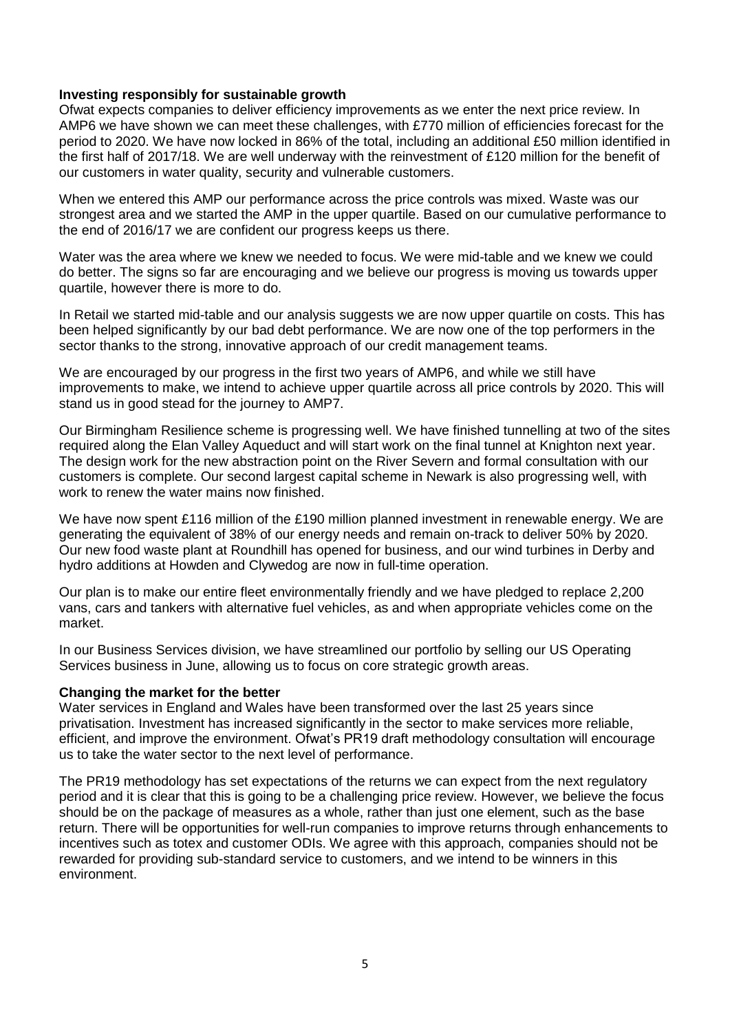**Investing responsibly for sustainable growth**

Ofwat expects companies to deliver efficiency improvements as we enter the next price review. In AMP6 we have shown we can meet these challenges, with £770 million of efficiencies forecast for the period to 2020. We have now locked in 86% of the total, including an additional £50 million identified in the first half of 2017/18. We are well underway with the reinvestment of £120 million for the benefit of our customers in water quality, security and vulnerable customers.

When we entered this AMP our performance across the price controls was mixed. Waste was our strongest area and we started the AMP in the upper quartile. Based on our cumulative performance to the end of 2016/17 we are confident our progress keeps us there.

Water was the area where we knew we needed to focus. We were mid-table and we knew we could do better. The signs so far are encouraging and we believe our progress is moving us towards upper quartile, however there is more to do.

In Retail we started mid-table and our analysis suggests we are now upper quartile on costs. This has been helped significantly by our bad debt performance. We are now one of the top performers in the sector thanks to the strong, innovative approach of our credit management teams.

We are encouraged by our progress in the first two years of AMP6, and while we still have improvements to make, we intend to achieve upper quartile across all price controls by 2020. This will stand us in good stead for the journey to AMP7.

Our Birmingham Resilience scheme is progressing well. We have finished tunnelling at two of the sites required along the Elan Valley Aqueduct and will start work on the final tunnel at Knighton next year. The design work for the new abstraction point on the River Severn and formal consultation with our customers is complete. Our second largest capital scheme in Newark is also progressing well, with work to renew the water mains now finished.

We have now spent £116 million of the £190 million planned investment in renewable energy. We are generating the equivalent of 38% of our energy needs and remain on-track to deliver 50% by 2020. Our new food waste plant at Roundhill has opened for business, and our wind turbines in Derby and hydro additions at Howden and Clywedog are now in full-time operation.

Our plan is to make our entire fleet environmentally friendly and we have pledged to replace 2,200 vans, cars and tankers with alternative fuel vehicles, as and when appropriate vehicles come on the market.

In our Business Services division, we have streamlined our portfolio by selling our US Operating Services business in June, allowing us to focus on core strategic growth areas.

**Changing the market for the better**

Water services in England and Wales have been transformed over the last 25 years since privatisation. Investment has increased significantly in the sector to make services more reliable, efficient, and improve the environment. Ofwat's PR19 draft methodology consultation will encourage us to take the water sector to the next level of performance.

The PR19 methodology has set expectations of the returns we can expect from the next regulatory period and it is clear that this is going to be a challenging price review. However, we believe the focus should be on the package of measures as a whole, rather than just one element, such as the base return. There will be opportunities for well-run companies to improve returns through enhancements to incentives such as totex and customer ODIs. We agree with this approach, companies should not be rewarded for providing sub-standard service to customers, and we intend to be winners in this environment.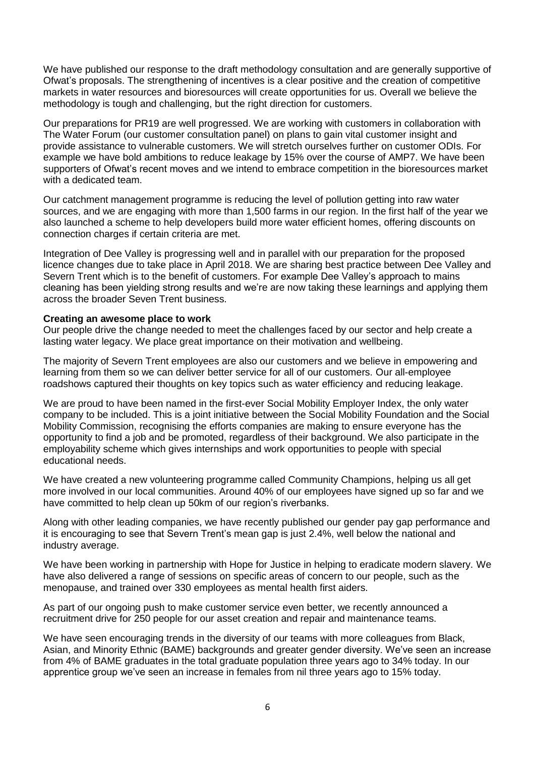We have published our response to the draft methodology consultation and are generally supportive of Ofwat's proposals. The strengthening of incentives is a clear positive and the creation of competitive markets in water resources and bioresources will create opportunities for us. Overall we believe the methodology is tough and challenging, but the right direction for customers.

Our preparations for PR19 are well progressed. We are working with customers in collaboration with The Water Forum (our customer consultation panel) on plans to gain vital customer insight and provide assistance to vulnerable customers. We will stretch ourselves further on customer ODIs. For example we have bold ambitions to reduce leakage by 15% over the course of AMP7. We have been supporters of Ofwat's recent moves and we intend to embrace competition in the bioresources market with a dedicated team.

Our catchment management programme is reducing the level of pollution getting into raw water sources, and we are engaging with more than 1,500 farms in our region. In the first half of the year we also launched a scheme to help developers build more water efficient homes, offering discounts on connection charges if certain criteria are met.

Integration of Dee Valley is progressing well and in parallel with our preparation for the proposed licence changes due to take place in April 2018. We are sharing best practice between Dee Valley and Severn Trent which is to the benefit of customers. For example Dee Valley's approach to mains cleaning has been yielding strong results and we're are now taking these learnings and applying them across the broader Seven Trent business.

**Creating an awesome place to work**

Our people drive the change needed to meet the challenges faced by our sector and help create a lasting water legacy. We place great importance on their motivation and wellbeing.

The majority of Severn Trent employees are also our customers and we believe in empowering and learning from them so we can deliver better service for all of our customers. Our all-employee roadshows captured their thoughts on key topics such as water efficiency and reducing leakage.

We are proud to have been named in the first-ever Social Mobility Employer Index, the only water company to be included. This is a joint initiative between the Social Mobility Foundation and the Social Mobility Commission, recognising the efforts companies are making to ensure everyone has the opportunity to find a job and be promoted, regardless of their background. We also participate in the employability scheme which gives internships and work opportunities to people with special educational needs.

We have created a new volunteering programme called Community Champions, helping us all get more involved in our local communities. Around 40% of our employees have signed up so far and we have committed to help clean up 50km of our region's riverbanks.

Along with other leading companies, we have recently published our gender pay gap performance and it is encouraging to see that Severn Trent's mean gap is just 2.4%, well below the national and industry average.

We have been working in partnership with Hope for Justice in helping to eradicate modern slavery. We have also delivered a range of sessions on specific areas of concern to our people, such as the menopause, and trained over 330 employees as mental health first aiders.

As part of our ongoing push to make customer service even better, we recently announced a recruitment drive for 250 people for our asset creation and repair and maintenance teams.

We have seen encouraging trends in the diversity of our teams with more colleagues from Black, Asian, and Minority Ethnic (BAME) backgrounds and greater gender diversity. We've seen an increase from 4% of BAME graduates in the total graduate population three years ago to 34% today. In our apprentice group we've seen an increase in females from nil three years ago to 15% today.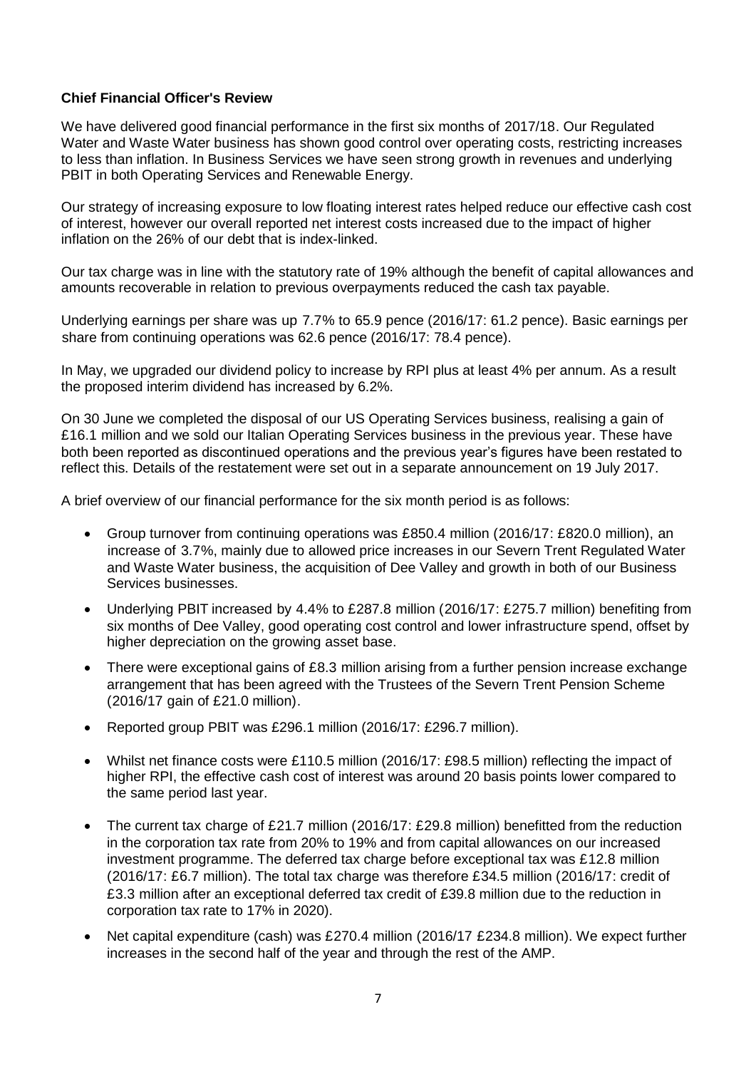## Chief Financial Officer's Review

We have delivered good financial performance in the first six months of 2017/18. Our Regulated Water and Waste Water business has shown good control over operating costs, restricting increases to less than inflation. In Business Services we have seen strong growth in revenues and underlying PBIT in both Operating Services and Renewable Energy.

Our strategy of increasing exposure to low floating interest rates helped reduce our effective cash cost of interest, however our overall reported net interest costs increased due to the impact of higher inflation on the 26% of our debt that is index-linked.

Our tax charge was in line with the statutory rate of 19% although the benefit of capital allowances and amounts recoverable in relation to previous overpayments reduced the cash tax payable.

Underlying earnings per share was up 7.7% to 65.9 pence (2016/17: 61.2 pence). Basic earnings per share from continuing operations was 62.6 pence (2016/17: 78.4 pence).

In May, we upgraded our dividend policy to increase by RPI plus at least 4% per annum. As a result the proposed interim dividend has increased by 6.2%.

On 30 June we completed the disposal of our US Operating Services business, realising a gain of £16.1 million and we sold our Italian Operating Services business in the previous year. These have both been reported as discontinued operations and the previous year's figures have been restated to reflect this. Details of the restatement were set out in a separate announcement on 19 July 2017.

A brief overview of our financial performance for the six month period is as follows:

- Group turnover from continuing operations was £850.4 million (2016/17: £820.0 million), an increase of 3.7%, mainly due to allowed price increases in our Severn Trent Regulated Water and Waste Water business, the acquisition of Dee Valley and growth in both of our Business Services businesses.
- Underlying PBIT increased by 4.4% to £287.8 million (2016/17: £275.7 million) benefiting from six months of Dee Valley, good operating cost control and lower infrastructure spend, offset by higher depreciation on the growing asset base.
- There were exceptional gains of £8.3 million arising from a further pension increase exchange arrangement that has been agreed with the Trustees of the Severn Trent Pension Scheme (2016/17 gain of £21.0 million).
- Reported group PBIT was £296.1 million (2016/17: £296.7 million).
- Whilst net finance costs were £110.5 million (2016/17: £98.5 million) reflecting the impact of higher RPI, the effective cash cost of interest was around 20 basis points lower compared to the same period last year.
- The current tax charge of £21.7 million (2016/17: £29.8 million) benefitted from the reduction in the corporation tax rate from 20% to 19% and from capital allowances on our increased investment programme. The deferred tax charge before exceptional tax was £12.8 million (2016/17: £6.7 million). The total tax charge was therefore £34.5 million (2016/17: credit of £3.3 million after an exceptional deferred tax credit of £39.8 million due to the reduction in corporation tax rate to 17% in 2020).
- Net capital expenditure (cash) was £270.4 million (2016/17 £234.8 million). We expect further increases in the second half of the year and through the rest of the AMP.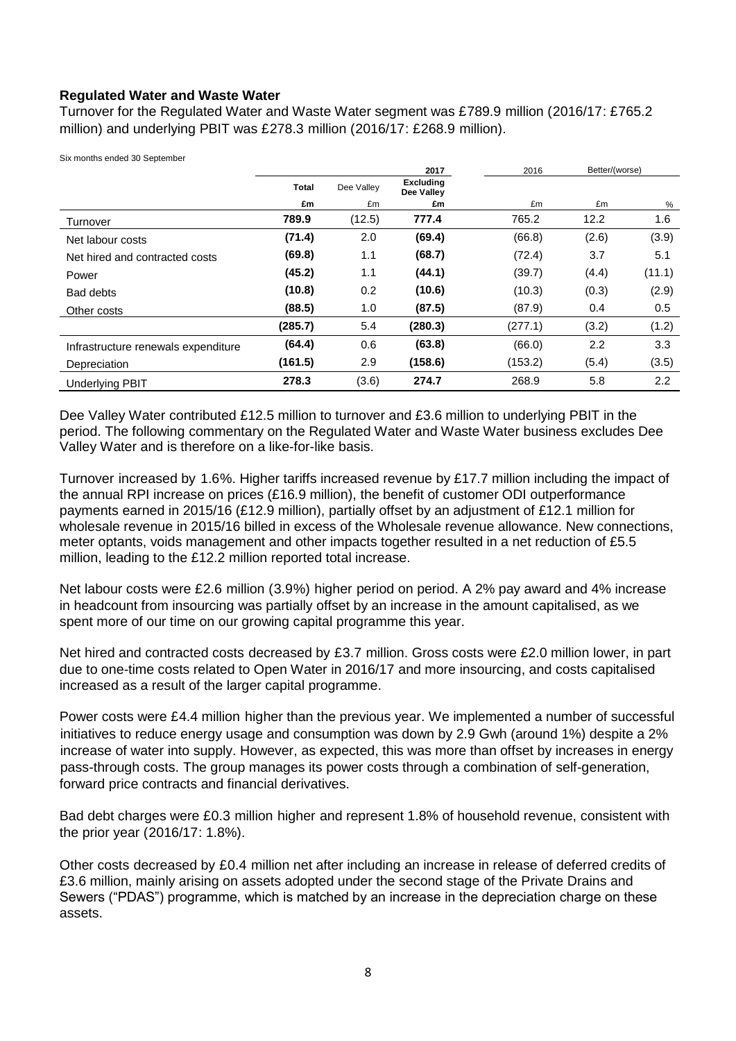**Regulated Water and Waste Water**

Turnover for the Regulated Water and Waste Water segment was £789.9 million (2016/17: £765.2 million) and underlying PBIT was £278.3 million (2016/17: £268.9 million).

Six months ended 30 September

| | 2017 | | | 2016 | Better/(worse) | |
|---|---|---|---|---|---|---|
| | **Total** | Dee Valley | **Excluding Dee Valley** | | | |
| | **£m** | £m | **£m** | £m | £m | % |
| Turnover | **789.9** | (12.5) | **777.4** | 765.2 | 12.2 | 1.6 |
| Net labour costs | **(71.4)** | 2.0 | **(69.4)** | (66.8) | (2.6) | (3.9) |
| Net hired and contracted costs | **(69.8)** | 1.1 | **(68.7)** | (72.4) | 3.7 | 5.1 |
| Power | **(45.2)** | 1.1 | **(44.1)** | (39.7) | (4.4) | (11.1) |
| Bad debts | **(10.8)** | 0.2 | **(10.6)** | (10.3) | (0.3) | (2.9) |
| Other costs | **(88.5)** | 1.0 | **(87.5)** | (87.9) | 0.4 | 0.5 |
| | **(285.7)** | 5.4 | **(280.3)** | (277.1) | (3.2) | (1.2) |
| Infrastructure renewals expenditure | **(64.4)** | 0.6 | **(63.8)** | (66.0) | 2.2 | 3.3 |
| Depreciation | **(161.5)** | 2.9 | **(158.6)** | (153.2) | (5.4) | (3.5) |
| Underlying PBIT | **278.3** | (3.6) | **274.7** | 268.9 | 5.8 | 2.2 |

Dee Valley Water contributed £12.5 million to turnover and £3.6 million to underlying PBIT in the period. The following commentary on the Regulated Water and Waste Water business excludes Dee Valley Water and is therefore on a like-for-like basis.

Turnover increased by 1.6%. Higher tariffs increased revenue by £17.7 million including the impact of the annual RPI increase on prices (£16.9 million), the benefit of customer ODI outperformance payments earned in 2015/16 (£12.9 million), partially offset by an adjustment of £12.1 million for wholesale revenue in 2015/16 billed in excess of the Wholesale revenue allowance. New connections, meter optants, voids management and other impacts together resulted in a net reduction of £5.5 million, leading to the £12.2 million reported total increase.

Net labour costs were £2.6 million (3.9%) higher period on period. A 2% pay award and 4% increase in headcount from insourcing was partially offset by an increase in the amount capitalised, as we spent more of our time on our growing capital programme this year.

Net hired and contracted costs decreased by £3.7 million. Gross costs were £2.0 million lower, in part due to one-time costs related to Open Water in 2016/17 and more insourcing, and costs capitalised increased as a result of the larger capital programme.

Power costs were £4.4 million higher than the previous year. We implemented a number of successful initiatives to reduce energy usage and consumption was down by 2.9 Gwh (around 1%) despite a 2% increase of water into supply. However, as expected, this was more than offset by increases in energy pass-through costs. The group manages its power costs through a combination of self-generation, forward price contracts and financial derivatives.

Bad debt charges were £0.3 million higher and represent 1.8% of household revenue, consistent with the prior year (2016/17: 1.8%).

Other costs decreased by £0.4 million net after including an increase in release of deferred credits of £3.6 million, mainly arising on assets adopted under the second stage of the Private Drains and Sewers ("PDAS") programme, which is matched by an increase in the depreciation charge on these assets.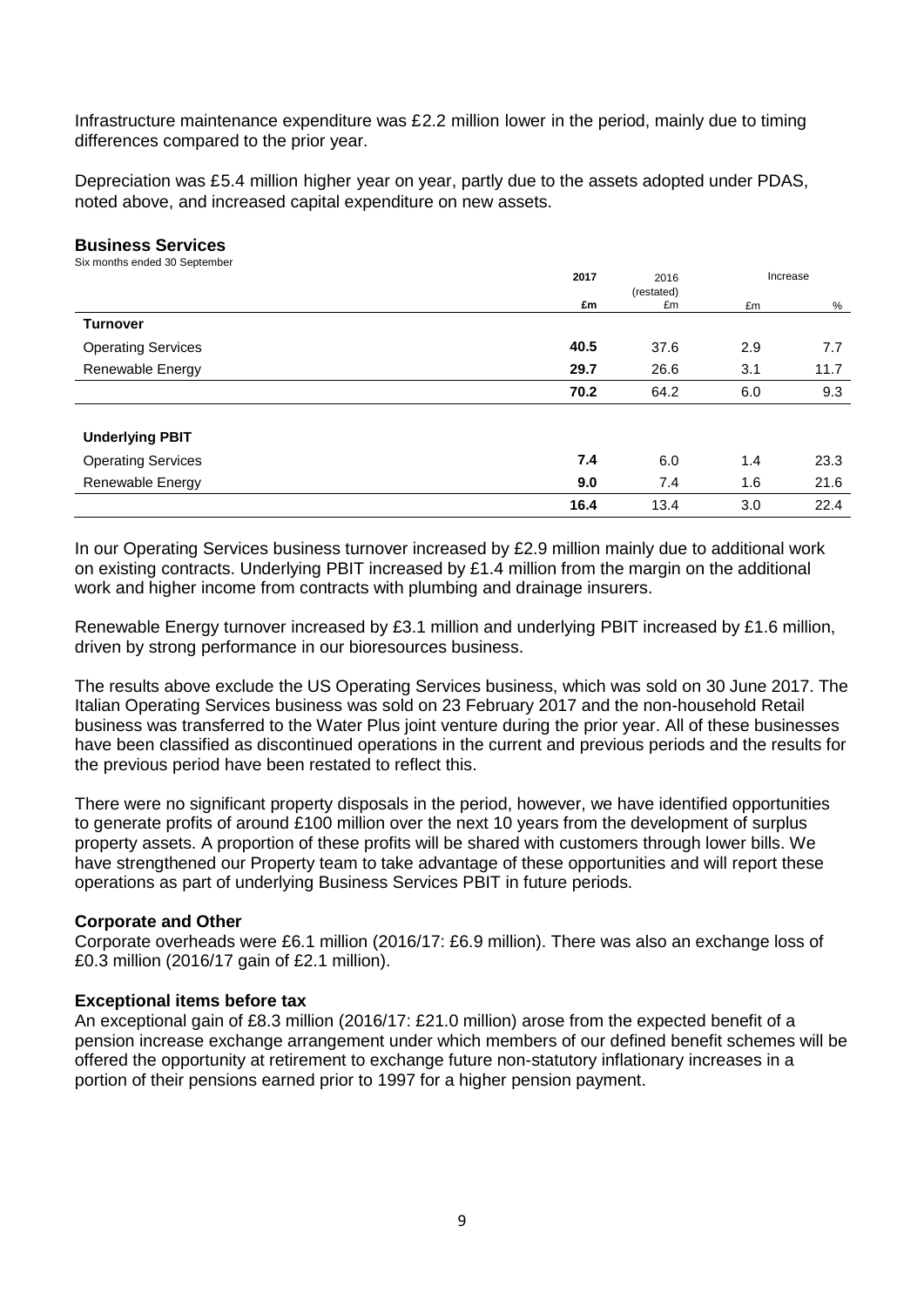Infrastructure maintenance expenditure was £2.2 million lower in the period, mainly due to timing differences compared to the prior year.

Depreciation was £5.4 million higher year on year, partly due to the assets adopted under PDAS, noted above, and increased capital expenditure on new assets.

### Business Services

Six months ended 30 September

| | 2017 | 2016 (restated) | Increase | |
|---|---|---|---|---|
| | £m | £m | £m | % |
| **Turnover** | | | | |
| Operating Services | **40.5** | 37.6 | 2.9 | 7.7 |
| Renewable Energy | **29.7** | 26.6 | 3.1 | 11.7 |
| | **70.2** | 64.2 | 6.0 | 9.3 |
| **Underlying PBIT** | | | | |
| Operating Services | **7.4** | 6.0 | 1.4 | 23.3 |
| Renewable Energy | **9.0** | 7.4 | 1.6 | 21.6 |
| | **16.4** | 13.4 | 3.0 | 22.4 |

In our Operating Services business turnover increased by £2.9 million mainly due to additional work on existing contracts. Underlying PBIT increased by £1.4 million from the margin on the additional work and higher income from contracts with plumbing and drainage insurers.

Renewable Energy turnover increased by £3.1 million and underlying PBIT increased by £1.6 million, driven by strong performance in our bioresources business.

The results above exclude the US Operating Services business, which was sold on 30 June 2017. The Italian Operating Services business was sold on 23 February 2017 and the non-household Retail business was transferred to the Water Plus joint venture during the prior year. All of these businesses have been classified as discontinued operations in the current and previous periods and the results for the previous period have been restated to reflect this.

There were no significant property disposals in the period, however, we have identified opportunities to generate profits of around £100 million over the next 10 years from the development of surplus property assets. A proportion of these profits will be shared with customers through lower bills. We have strengthened our Property team to take advantage of these opportunities and will report these operations as part of underlying Business Services PBIT in future periods.

### Corporate and Other

Corporate overheads were £6.1 million (2016/17: £6.9 million). There was also an exchange loss of £0.3 million (2016/17 gain of £2.1 million).

### Exceptional items before tax

An exceptional gain of £8.3 million (2016/17: £21.0 million) arose from the expected benefit of a pension increase exchange arrangement under which members of our defined benefit schemes will be offered the opportunity at retirement to exchange future non-statutory inflationary increases in a portion of their pensions earned prior to 1997 for a higher pension payment.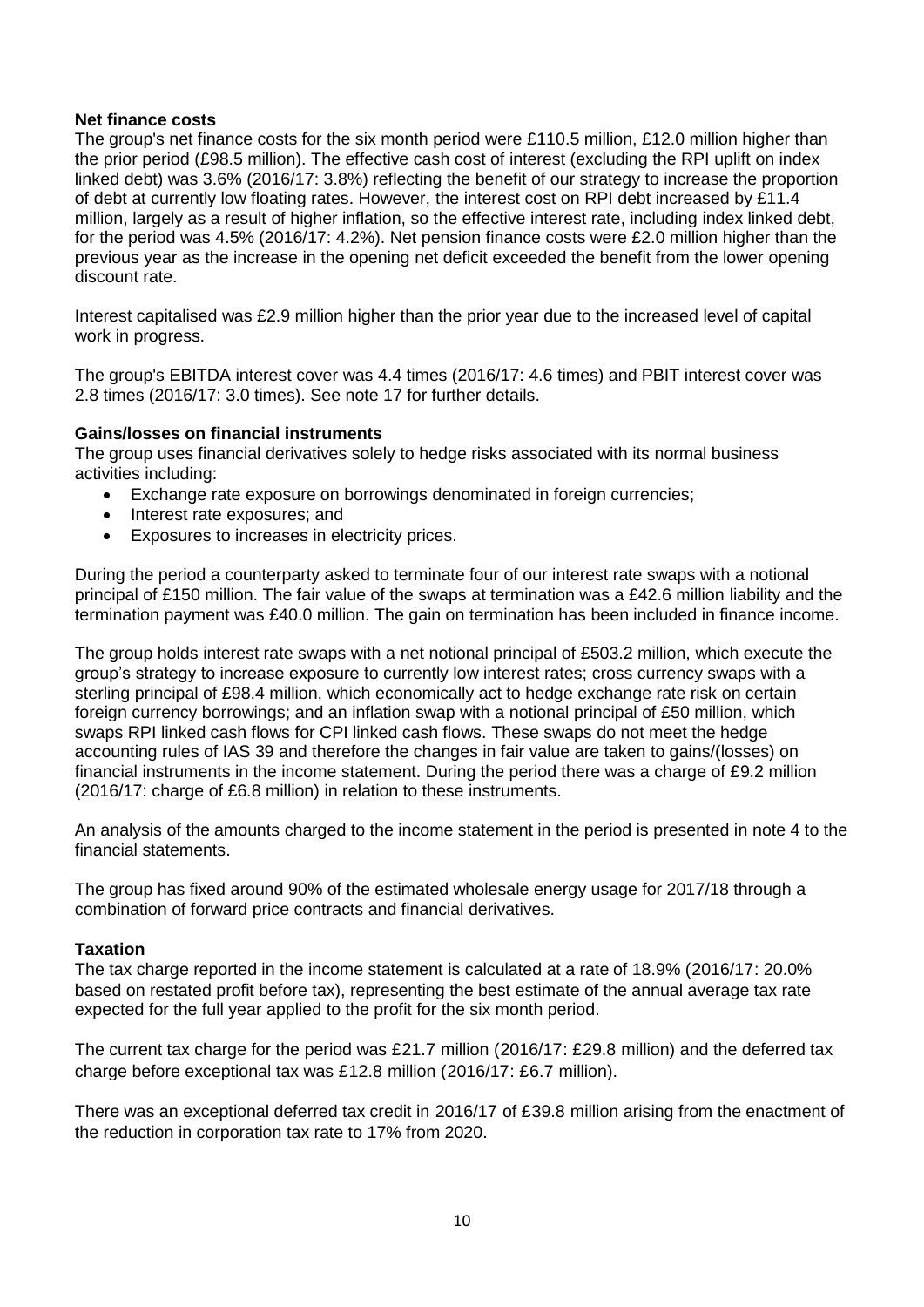**Net finance costs**

The group's net finance costs for the six month period were £110.5 million, £12.0 million higher than the prior period (£98.5 million). The effective cash cost of interest (excluding the RPI uplift on index linked debt) was 3.6% (2016/17: 3.8%) reflecting the benefit of our strategy to increase the proportion of debt at currently low floating rates. However, the interest cost on RPI debt increased by £11.4 million, largely as a result of higher inflation, so the effective interest rate, including index linked debt, for the period was 4.5% (2016/17: 4.2%). Net pension finance costs were £2.0 million higher than the previous year as the increase in the opening net deficit exceeded the benefit from the lower opening discount rate.

Interest capitalised was £2.9 million higher than the prior year due to the increased level of capital work in progress.

The group's EBITDA interest cover was 4.4 times (2016/17: 4.6 times) and PBIT interest cover was 2.8 times (2016/17: 3.0 times). See note 17 for further details.

**Gains/losses on financial instruments**

The group uses financial derivatives solely to hedge risks associated with its normal business activities including:

- Exchange rate exposure on borrowings denominated in foreign currencies;
- Interest rate exposures; and
- Exposures to increases in electricity prices.

During the period a counterparty asked to terminate four of our interest rate swaps with a notional principal of £150 million. The fair value of the swaps at termination was a £42.6 million liability and the termination payment was £40.0 million. The gain on termination has been included in finance income.

The group holds interest rate swaps with a net notional principal of £503.2 million, which execute the group's strategy to increase exposure to currently low interest rates; cross currency swaps with a sterling principal of £98.4 million, which economically act to hedge exchange rate risk on certain foreign currency borrowings; and an inflation swap with a notional principal of £50 million, which swaps RPI linked cash flows for CPI linked cash flows. These swaps do not meet the hedge accounting rules of IAS 39 and therefore the changes in fair value are taken to gains/(losses) on financial instruments in the income statement. During the period there was a charge of £9.2 million (2016/17: charge of £6.8 million) in relation to these instruments.

An analysis of the amounts charged to the income statement in the period is presented in note 4 to the financial statements.

The group has fixed around 90% of the estimated wholesale energy usage for 2017/18 through a combination of forward price contracts and financial derivatives.

**Taxation**

The tax charge reported in the income statement is calculated at a rate of 18.9% (2016/17: 20.0% based on restated profit before tax), representing the best estimate of the annual average tax rate expected for the full year applied to the profit for the six month period.

The current tax charge for the period was £21.7 million (2016/17: £29.8 million) and the deferred tax charge before exceptional tax was £12.8 million (2016/17: £6.7 million).

There was an exceptional deferred tax credit in 2016/17 of £39.8 million arising from the enactment of the reduction in corporation tax rate to 17% from 2020.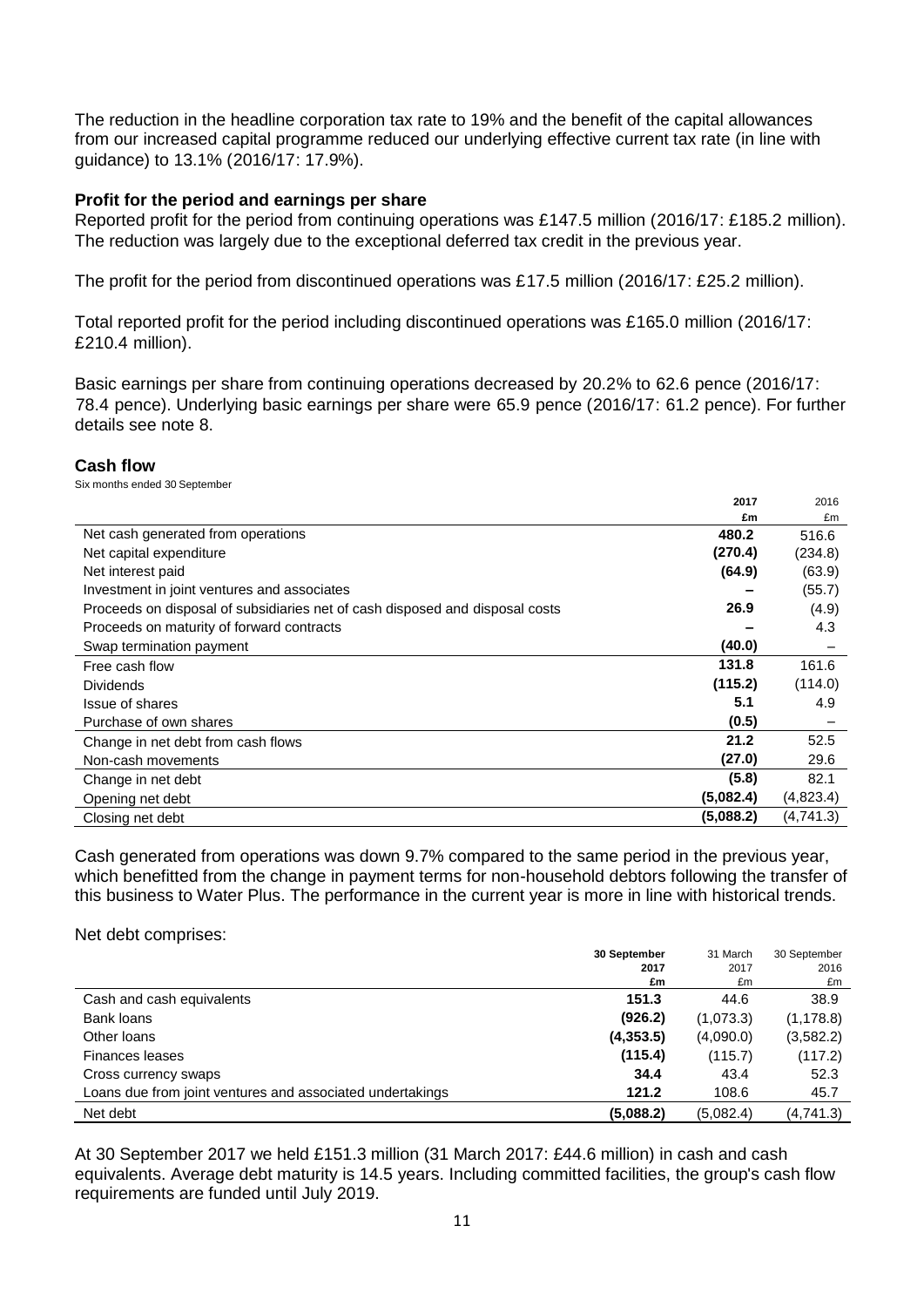The reduction in the headline corporation tax rate to 19% and the benefit of the capital allowances from our increased capital programme reduced our underlying effective current tax rate (in line with guidance) to 13.1% (2016/17: 17.9%).

**Profit for the period and earnings per share**

Reported profit for the period from continuing operations was £147.5 million (2016/17: £185.2 million). The reduction was largely due to the exceptional deferred tax credit in the previous year.

The profit for the period from discontinued operations was £17.5 million (2016/17: £25.2 million).

Total reported profit for the period including discontinued operations was £165.0 million (2016/17: £210.4 million).

Basic earnings per share from continuing operations decreased by 20.2% to 62.6 pence (2016/17: 78.4 pence). Underlying basic earnings per share were 65.9 pence (2016/17: 61.2 pence). For further details see note 8.

**Cash flow**

Six months ended 30 September

| | **2017** | 2016 |
|---|---|---|
| | **£m** | £m |
| Net cash generated from operations | **480.2** | 516.6 |
| Net capital expenditure | **(270.4)** | (234.8) |
| Net interest paid | **(64.9)** | (63.9) |
| Investment in joint ventures and associates | **–** | (55.7) |
| Proceeds on disposal of subsidiaries net of cash disposed and disposal costs | **26.9** | (4.9) |
| Proceeds on maturity of forward contracts | **–** | 4.3 |
| Swap termination payment | **(40.0)** | – |
| Free cash flow | **131.8** | 161.6 |
| Dividends | **(115.2)** | (114.0) |
| Issue of shares | **5.1** | 4.9 |
| Purchase of own shares | **(0.5)** | – |
| Change in net debt from cash flows | **21.2** | 52.5 |
| Non-cash movements | **(27.0)** | 29.6 |
| Change in net debt | **(5.8)** | 82.1 |
| Opening net debt | **(5,082.4)** | (4,823.4) |
| Closing net debt | **(5,088.2)** | (4,741.3) |

Cash generated from operations was down 9.7% compared to the same period in the previous year, which benefitted from the change in payment terms for non-household debtors following the transfer of this business to Water Plus. The performance in the current year is more in line with historical trends.

Net debt comprises:

| | **30 September 2017** | 31 March 2017 | 30 September 2016 |
|---|---|---|---|
| | **£m** | £m | £m |
| Cash and cash equivalents | **151.3** | 44.6 | 38.9 |
| Bank loans | **(926.2)** | (1,073.3) | (1,178.8) |
| Other loans | **(4,353.5)** | (4,090.0) | (3,582.2) |
| Finances leases | **(115.4)** | (115.7) | (117.2) |
| Cross currency swaps | **34.4** | 43.4 | 52.3 |
| Loans due from joint ventures and associated undertakings | **121.2** | 108.6 | 45.7 |
| Net debt | **(5,088.2)** | (5,082.4) | (4,741.3) |

At 30 September 2017 we held £151.3 million (31 March 2017: £44.6 million) in cash and cash equivalents. Average debt maturity is 14.5 years. Including committed facilities, the group's cash flow requirements are funded until July 2019.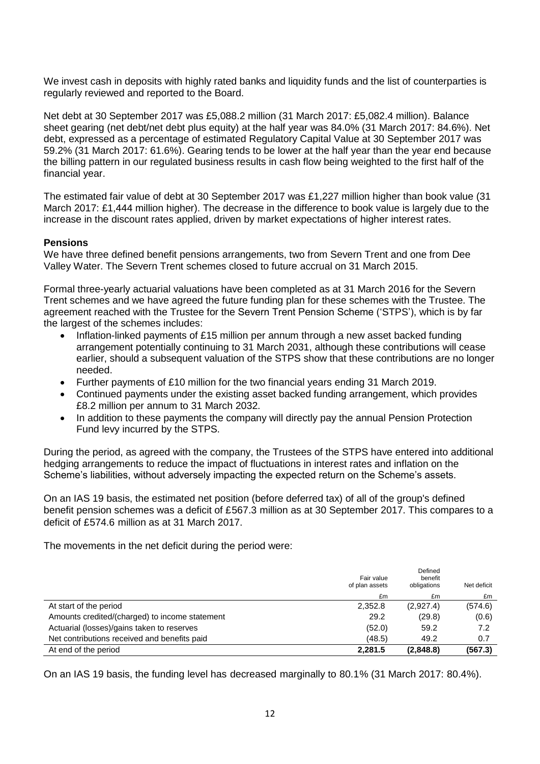We invest cash in deposits with highly rated banks and liquidity funds and the list of counterparties is regularly reviewed and reported to the Board.

Net debt at 30 September 2017 was £5,088.2 million (31 March 2017: £5,082.4 million). Balance sheet gearing (net debt/net debt plus equity) at the half year was 84.0% (31 March 2017: 84.6%). Net debt, expressed as a percentage of estimated Regulatory Capital Value at 30 September 2017 was 59.2% (31 March 2017: 61.6%). Gearing tends to be lower at the half year than the year end because the billing pattern in our regulated business results in cash flow being weighted to the first half of the financial year.

The estimated fair value of debt at 30 September 2017 was £1,227 million higher than book value (31 March 2017: £1,444 million higher). The decrease in the difference to book value is largely due to the increase in the discount rates applied, driven by market expectations of higher interest rates.

**Pensions**

We have three defined benefit pensions arrangements, two from Severn Trent and one from Dee Valley Water. The Severn Trent schemes closed to future accrual on 31 March 2015.

Formal three-yearly actuarial valuations have been completed as at 31 March 2016 for the Severn Trent schemes and we have agreed the future funding plan for these schemes with the Trustee. The agreement reached with the Trustee for the Severn Trent Pension Scheme ('STPS'), which is by far the largest of the schemes includes:

- Inflation-linked payments of £15 million per annum through a new asset backed funding arrangement potentially continuing to 31 March 2031, although these contributions will cease earlier, should a subsequent valuation of the STPS show that these contributions are no longer needed.
- Further payments of £10 million for the two financial years ending 31 March 2019.
- Continued payments under the existing asset backed funding arrangement, which provides £8.2 million per annum to 31 March 2032.
- In addition to these payments the company will directly pay the annual Pension Protection Fund levy incurred by the STPS.

During the period, as agreed with the company, the Trustees of the STPS have entered into additional hedging arrangements to reduce the impact of fluctuations in interest rates and inflation on the Scheme's liabilities, without adversely impacting the expected return on the Scheme's assets.

On an IAS 19 basis, the estimated net position (before deferred tax) of all of the group's defined benefit pension schemes was a deficit of £567.3 million as at 30 September 2017. This compares to a deficit of £574.6 million as at 31 March 2017.

The movements in the net deficit during the period were:

| | Fair value of plan assets | Defined benefit obligations | Net deficit |
|---|---|---|---|
| | £m | £m | £m |
| At start of the period | 2,352.8 | (2,927.4) | (574.6) |
| Amounts credited/(charged) to income statement | 29.2 | (29.8) | (0.6) |
| Actuarial (losses)/gains taken to reserves | (52.0) | 59.2 | 7.2 |
| Net contributions received and benefits paid | (48.5) | 49.2 | 0.7 |
| **At end of the period** | **2,281.5** | **(2,848.8)** | **(567.3)** |

On an IAS 19 basis, the funding level has decreased marginally to 80.1% (31 March 2017: 80.4%).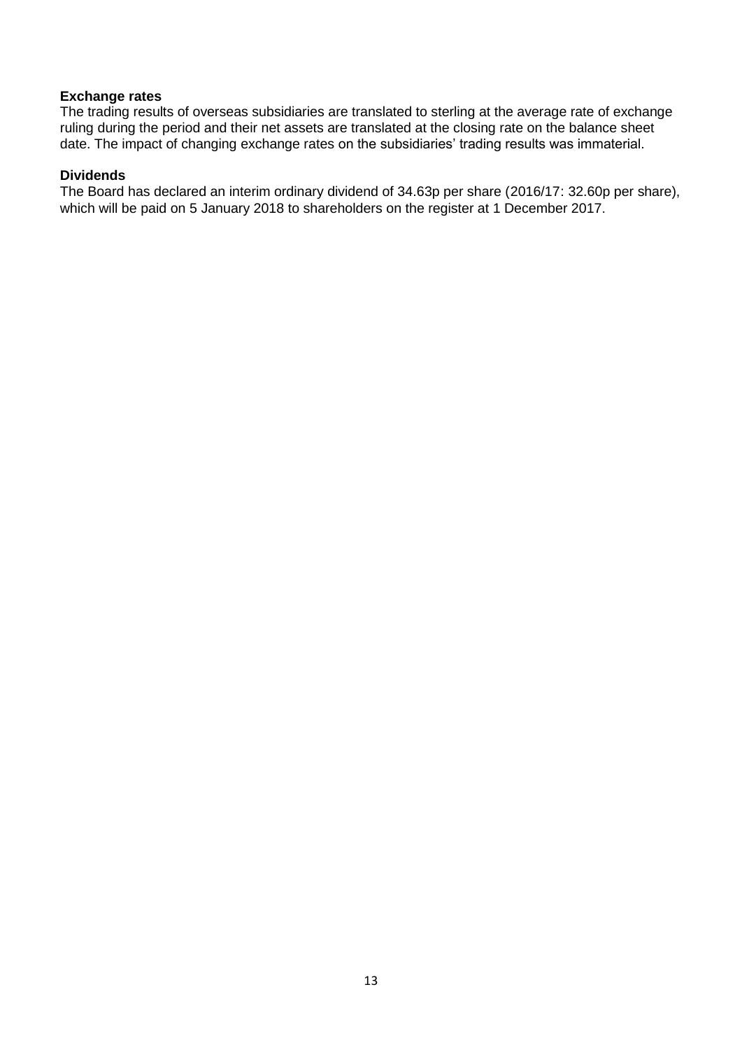**Exchange rates**

The trading results of overseas subsidiaries are translated to sterling at the average rate of exchange ruling during the period and their net assets are translated at the closing rate on the balance sheet date. The impact of changing exchange rates on the subsidiaries' trading results was immaterial.

**Dividends**

The Board has declared an interim ordinary dividend of 34.63p per share (2016/17: 32.60p per share), which will be paid on 5 January 2018 to shareholders on the register at 1 December 2017.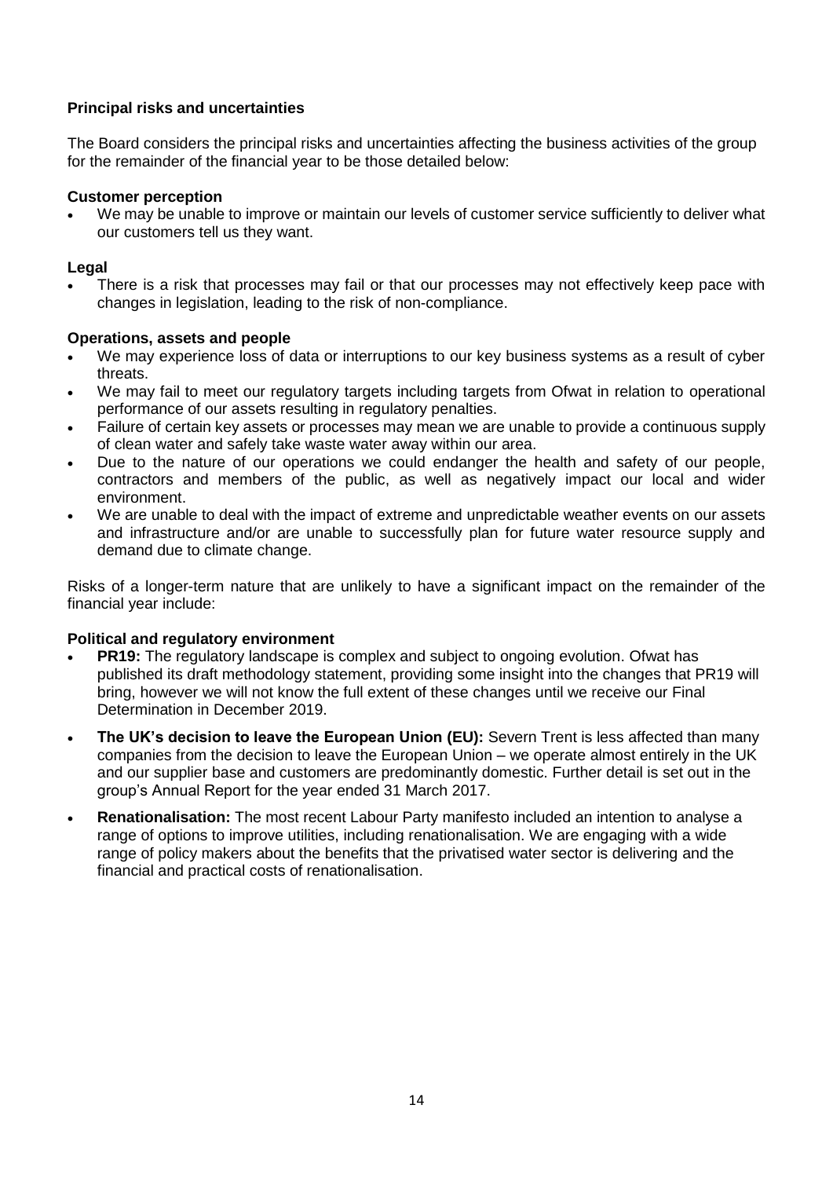## Principal risks and uncertainties

The Board considers the principal risks and uncertainties affecting the business activities of the group for the remainder of the financial year to be those detailed below:

### Customer perception

- We may be unable to improve or maintain our levels of customer service sufficiently to deliver what our customers tell us they want.

### Legal

- There is a risk that processes may fail or that our processes may not effectively keep pace with changes in legislation, leading to the risk of non-compliance.

### Operations, assets and people

- We may experience loss of data or interruptions to our key business systems as a result of cyber threats.
- We may fail to meet our regulatory targets including targets from Ofwat in relation to operational performance of our assets resulting in regulatory penalties.
- Failure of certain key assets or processes may mean we are unable to provide a continuous supply of clean water and safely take waste water away within our area.
- Due to the nature of our operations we could endanger the health and safety of our people, contractors and members of the public, as well as negatively impact our local and wider environment.
- We are unable to deal with the impact of extreme and unpredictable weather events on our assets and infrastructure and/or are unable to successfully plan for future water resource supply and demand due to climate change.

Risks of a longer-term nature that are unlikely to have a significant impact on the remainder of the financial year include:

### Political and regulatory environment

- **PR19:** The regulatory landscape is complex and subject to ongoing evolution. Ofwat has published its draft methodology statement, providing some insight into the changes that PR19 will bring, however we will not know the full extent of these changes until we receive our Final Determination in December 2019.
- **The UK's decision to leave the European Union (EU):** Severn Trent is less affected than many companies from the decision to leave the European Union – we operate almost entirely in the UK and our supplier base and customers are predominantly domestic. Further detail is set out in the group's Annual Report for the year ended 31 March 2017.
- **Renationalisation:** The most recent Labour Party manifesto included an intention to analyse a range of options to improve utilities, including renationalisation. We are engaging with a wide range of policy makers about the benefits that the privatised water sector is delivering and the financial and practical costs of renationalisation.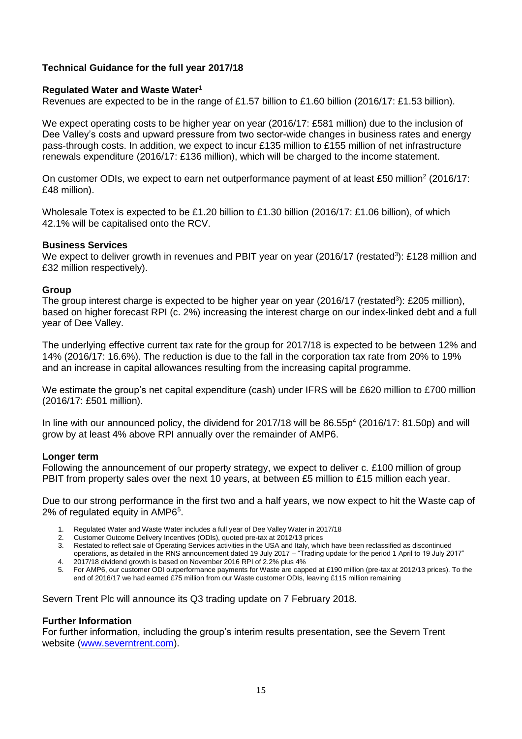### Technical Guidance for the full year 2017/18

**Regulated Water and Waste Water**[1]

Revenues are expected to be in the range of £1.57 billion to £1.60 billion (2016/17: £1.53 billion).

We expect operating costs to be higher year on year (2016/17: £581 million) due to the inclusion of Dee Valley's costs and upward pressure from two sector-wide changes in business rates and energy pass-through costs. In addition, we expect to incur £135 million to £155 million of net infrastructure renewals expenditure (2016/17: £136 million), which will be charged to the income statement.

On customer ODIs, we expect to earn net outperformance payment of at least £50 million[2] (2016/17: £48 million).

Wholesale Totex is expected to be £1.20 billion to £1.30 billion (2016/17: £1.06 billion), of which 42.1% will be capitalised onto the RCV.

**Business Services**

We expect to deliver growth in revenues and PBIT year on year (2016/17 (restated[3]): £128 million and £32 million respectively).

**Group**

The group interest charge is expected to be higher year on year (2016/17 (restated[3]): £205 million), based on higher forecast RPI (c. 2%) increasing the interest charge on our index-linked debt and a full year of Dee Valley.

The underlying effective current tax rate for the group for 2017/18 is expected to be between 12% and 14% (2016/17: 16.6%). The reduction is due to the fall in the corporation tax rate from 20% to 19% and an increase in capital allowances resulting from the increasing capital programme.

We estimate the group's net capital expenditure (cash) under IFRS will be £620 million to £700 million (2016/17: £501 million).

In line with our announced policy, the dividend for 2017/18 will be 86.55p[4] (2016/17: 81.50p) and will grow by at least 4% above RPI annually over the remainder of AMP6.

**Longer term**

Following the announcement of our property strategy, we expect to deliver c. £100 million of group PBIT from property sales over the next 10 years, at between £5 million to £15 million each year.

Due to our strong performance in the first two and a half years, we now expect to hit the Waste cap of 2% of regulated equity in AMP6[5].

1. Regulated Water and Waste Water includes a full year of Dee Valley Water in 2017/18
2. Customer Outcome Delivery Incentives (ODIs), quoted pre-tax at 2012/13 prices
3. Restated to reflect sale of Operating Services activities in the USA and Italy, which have been reclassified as discontinued operations, as detailed in the RNS announcement dated 19 July 2017 – "Trading update for the period 1 April to 19 July 2017"
4. 2017/18 dividend growth is based on November 2016 RPI of 2.2% plus 4%
5. For AMP6, our customer ODI outperformance payments for Waste are capped at £190 million (pre-tax at 2012/13 prices). To the end of 2016/17 we had earned £75 million from our Waste customer ODIs, leaving £115 million remaining

Severn Trent Plc will announce its Q3 trading update on 7 February 2018.

**Further Information**

For further information, including the group's interim results presentation, see the Severn Trent website (www.severntrent.com).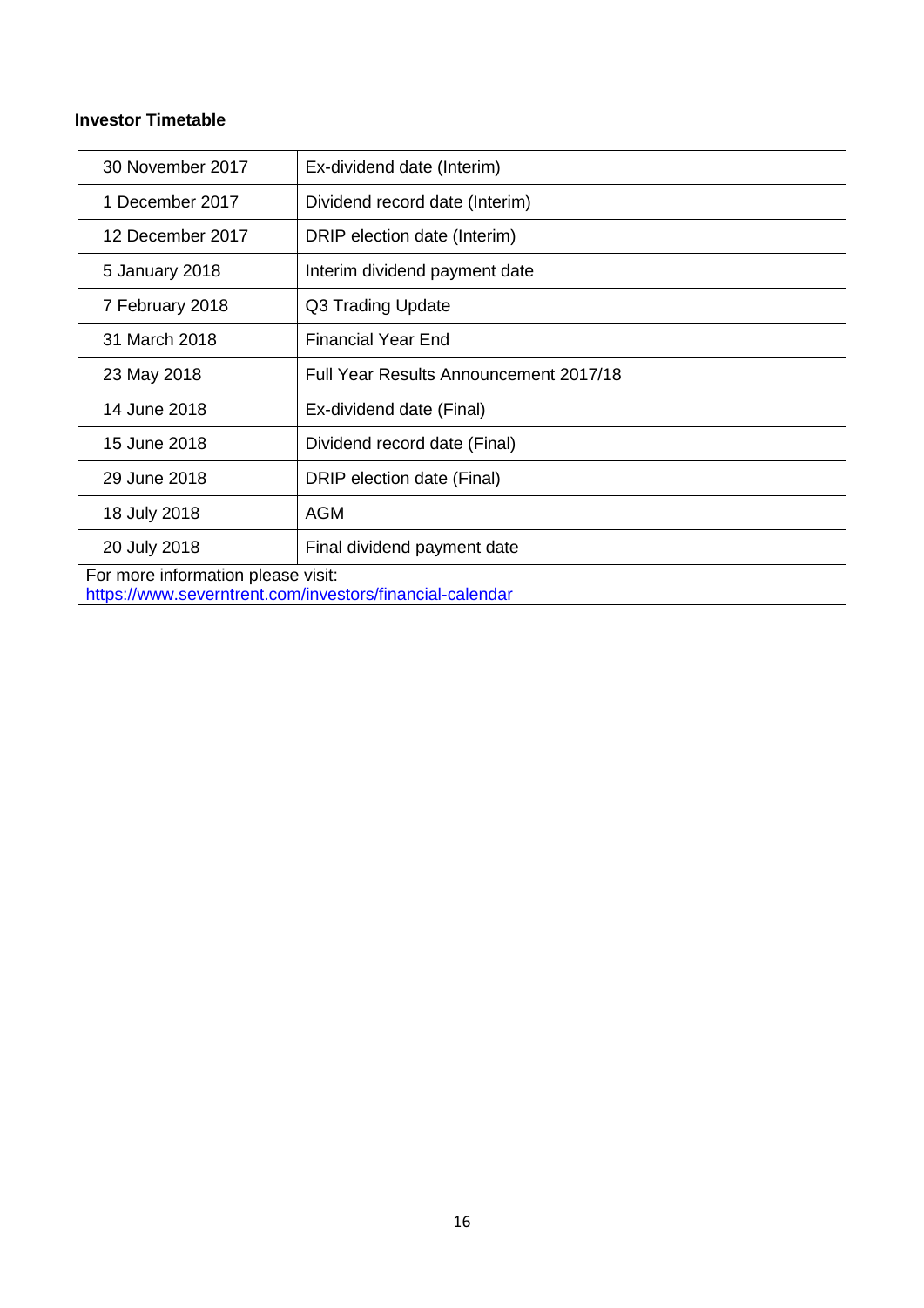**Investor Timetable**

| | |
|---|---|
| 30 November 2017 | Ex-dividend date (Interim) |
| 1 December 2017 | Dividend record date (Interim) |
| 12 December 2017 | DRIP election date (Interim) |
| 5 January 2018 | Interim dividend payment date |
| 7 February 2018 | Q3 Trading Update |
| 31 March 2018 | Financial Year End |
| 23 May 2018 | Full Year Results Announcement 2017/18 |
| 14 June 2018 | Ex-dividend date (Final) |
| 15 June 2018 | Dividend record date (Final) |
| 29 June 2018 | DRIP election date (Final) |
| 18 July 2018 | AGM |
| 20 July 2018 | Final dividend payment date |
| For more information please visit: https://www.severntrent.com/investors/financial-calendar | |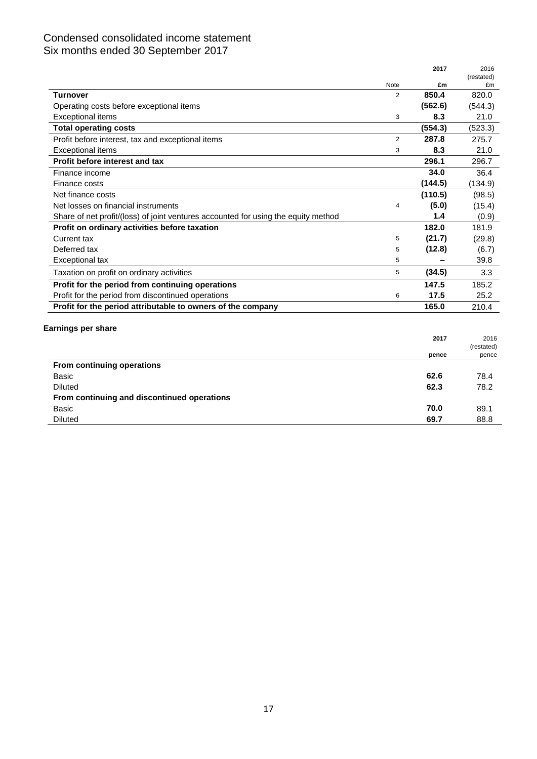# Condensed consolidated income statement
Six months ended 30 September 2017

| | Note | 2017 £m | 2016 (restated) £m |
|---|---|---|---|
| **Turnover** | 2 | **850.4** | 820.0 |
| Operating costs before exceptional items | | **(562.6)** | (544.3) |
| Exceptional items | 3 | **8.3** | 21.0 |
| **Total operating costs** | | **(554.3)** | (523.3) |
| Profit before interest, tax and exceptional items | 2 | **287.8** | 275.7 |
| Exceptional items | 3 | **8.3** | 21.0 |
| **Profit before interest and tax** | | **296.1** | 296.7 |
| Finance income | | **34.0** | 36.4 |
| Finance costs | | **(144.5)** | (134.9) |
| Net finance costs | | **(110.5)** | (98.5) |
| Net losses on financial instruments | 4 | **(5.0)** | (15.4) |
| Share of net profit/(loss) of joint ventures accounted for using the equity method | | **1.4** | (0.9) |
| **Profit on ordinary activities before taxation** | | **182.0** | 181.9 |
| Current tax | 5 | **(21.7)** | (29.8) |
| Deferred tax | 5 | **(12.8)** | (6.7) |
| Exceptional tax | 5 | **–** | 39.8 |
| Taxation on profit on ordinary activities | 5 | **(34.5)** | 3.3 |
| **Profit for the period from continuing operations** | | **147.5** | 185.2 |
| Profit for the period from discontinued operations | 6 | **17.5** | 25.2 |
| **Profit for the period attributable to owners of the company** | | **165.0** | 210.4 |

**Earnings per share**

| | 2017 pence | 2016 (restated) pence |
|---|---|---|
| **From continuing operations** | | |
| Basic | **62.6** | 78.4 |
| Diluted | **62.3** | 78.2 |
| **From continuing and discontinued operations** | | |
| Basic | **70.0** | 89.1 |
| Diluted | **69.7** | 88.8 |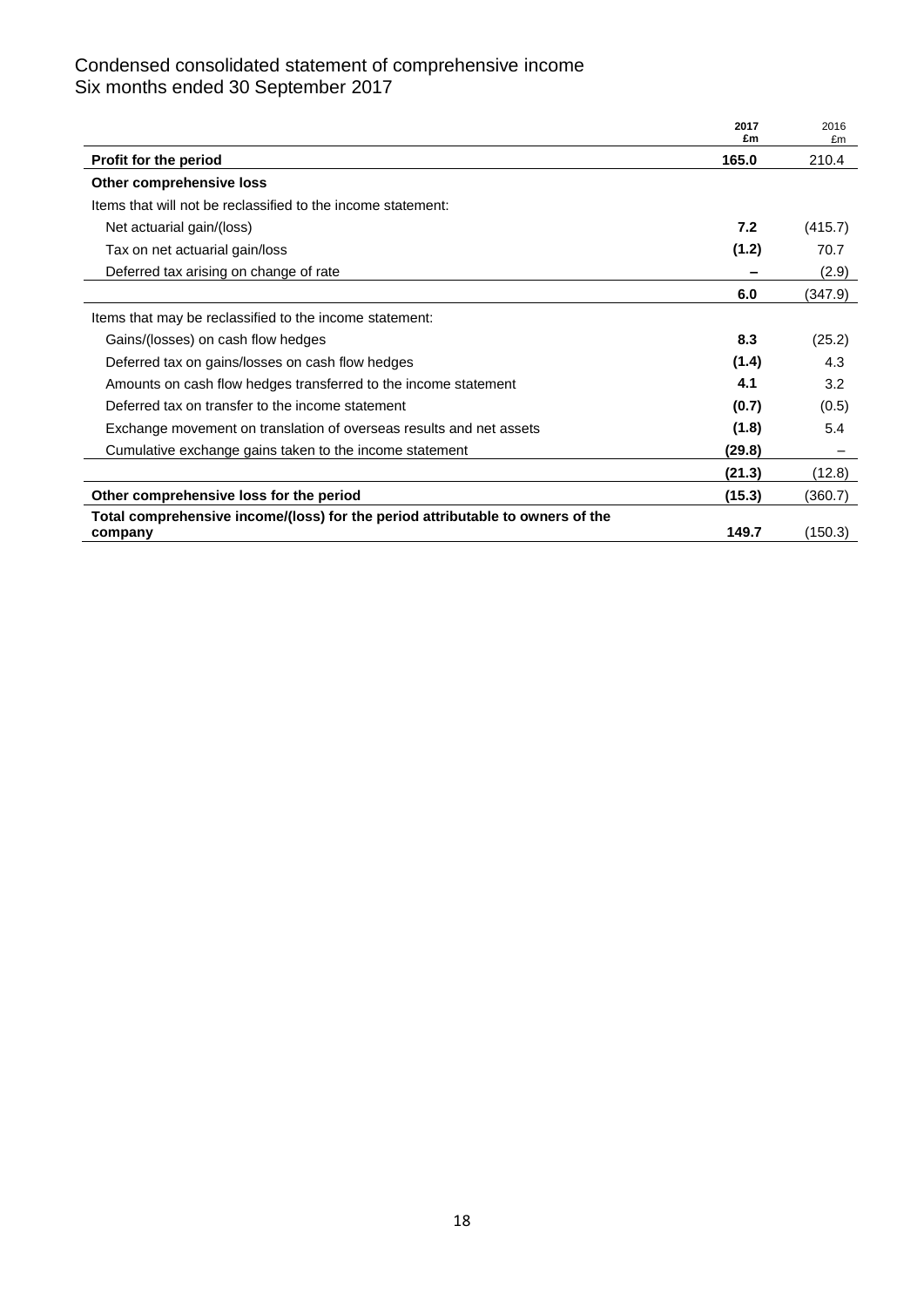# Condensed consolidated statement of comprehensive income
Six months ended 30 September 2017

| | 2017 £m | 2016 £m |
|---|---|---|
| **Profit for the period** | **165.0** | 210.4 |
| **Other comprehensive loss** | | |
| Items that will not be reclassified to the income statement: | | |
| Net actuarial gain/(loss) | **7.2** | (415.7) |
| Tax on net actuarial gain/loss | **(1.2)** | 70.7 |
| Deferred tax arising on change of rate | **–** | (2.9) |
| | **6.0** | (347.9) |
| Items that may be reclassified to the income statement: | | |
| Gains/(losses) on cash flow hedges | **8.3** | (25.2) |
| Deferred tax on gains/losses on cash flow hedges | **(1.4)** | 4.3 |
| Amounts on cash flow hedges transferred to the income statement | **4.1** | 3.2 |
| Deferred tax on transfer to the income statement | **(0.7)** | (0.5) |
| Exchange movement on translation of overseas results and net assets | **(1.8)** | 5.4 |
| Cumulative exchange gains taken to the income statement | **(29.8)** | – |
| | **(21.3)** | (12.8) |
| **Other comprehensive loss for the period** | **(15.3)** | (360.7) |
| **Total comprehensive income/(loss) for the period attributable to owners of the company** | **149.7** | (150.3) |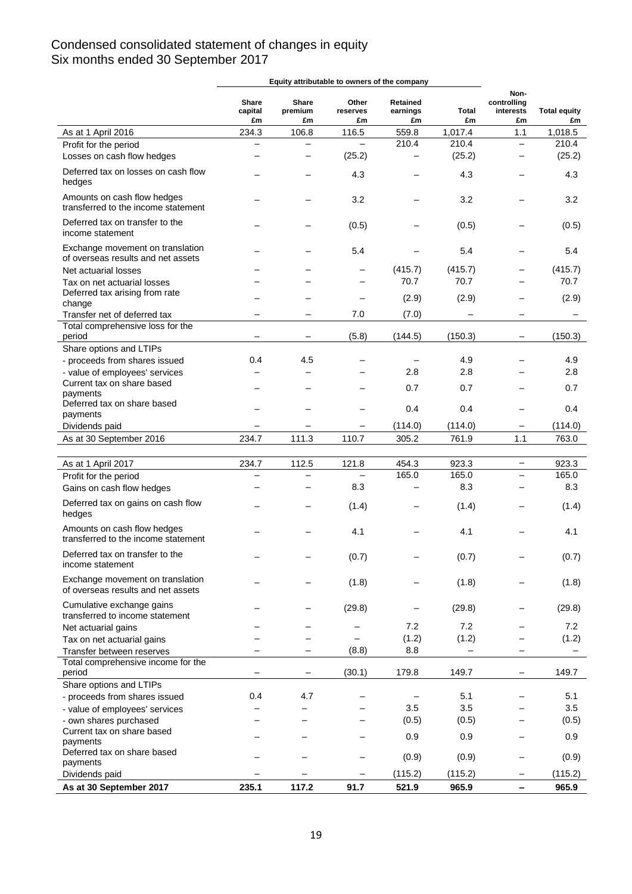# Condensed consolidated statement of changes in equity
## Six months ended 30 September 2017

| | Equity attributable to owners of the company | | | | | | |
|---|---|---|---|---|---|---|---|
| | Share capital £m | Share premium £m | Other reserves £m | Retained earnings £m | Total £m | Non-controlling interests £m | Total equity £m |
| As at 1 April 2016 | 234.3 | 106.8 | 116.5 | 559.8 | 1,017.4 | 1.1 | 1,018.5 |
| Profit for the period | – | – | – | 210.4 | 210.4 | – | 210.4 |
| Losses on cash flow hedges | – | – | (25.2) | – | (25.2) | – | (25.2) |
| Deferred tax on losses on cash flow hedges | – | – | 4.3 | – | 4.3 | – | 4.3 |
| Amounts on cash flow hedges transferred to the income statement | – | – | 3.2 | – | 3.2 | – | 3.2 |
| Deferred tax on transfer to the income statement | – | – | (0.5) | – | (0.5) | – | (0.5) |
| Exchange movement on translation of overseas results and net assets | – | – | 5.4 | – | 5.4 | – | 5.4 |
| Net actuarial losses | – | – | – | (415.7) | (415.7) | – | (415.7) |
| Tax on net actuarial losses | – | – | – | 70.7 | 70.7 | – | 70.7 |
| Deferred tax arising from rate change | – | – | – | (2.9) | (2.9) | – | (2.9) |
| Transfer net of deferred tax | – | – | 7.0 | (7.0) | – | – | – |
| Total comprehensive loss for the period | – | – | (5.8) | (144.5) | (150.3) | – | (150.3) |
| Share options and LTIPs | | | | | | | |
| - proceeds from shares issued | 0.4 | 4.5 | – | – | 4.9 | – | 4.9 |
| - value of employees' services | – | – | – | 2.8 | 2.8 | – | 2.8 |
| Current tax on share based payments | – | – | – | 0.7 | 0.7 | – | 0.7 |
| Deferred tax on share based payments | – | – | – | 0.4 | 0.4 | – | 0.4 |
| Dividends paid | – | – | – | (114.0) | (114.0) | – | (114.0) |
| As at 30 September 2016 | 234.7 | 111.3 | 110.7 | 305.2 | 761.9 | 1.1 | 763.0 |
| | | | | | | | |
| As at 1 April 2017 | 234.7 | 112.5 | 121.8 | 454.3 | 923.3 | – | 923.3 |
| Profit for the period | – | – | – | 165.0 | 165.0 | – | 165.0 |
| Gains on cash flow hedges | – | – | 8.3 | – | 8.3 | – | 8.3 |
| Deferred tax on gains on cash flow hedges | – | – | (1.4) | – | (1.4) | – | (1.4) |
| Amounts on cash flow hedges transferred to the income statement | – | – | 4.1 | – | 4.1 | – | 4.1 |
| Deferred tax on transfer to the income statement | – | – | (0.7) | – | (0.7) | – | (0.7) |
| Exchange movement on translation of overseas results and net assets | – | – | (1.8) | – | (1.8) | – | (1.8) |
| Cumulative exchange gains transferred to income statement | – | – | (29.8) | – | (29.8) | – | (29.8) |
| Net actuarial gains | – | – | – | 7.2 | 7.2 | – | 7.2 |
| Tax on net actuarial gains | – | – | – | (1.2) | (1.2) | – | (1.2) |
| Transfer between reserves | – | – | (8.8) | 8.8 | – | – | – |
| Total comprehensive income for the period | – | – | (30.1) | 179.8 | 149.7 | – | 149.7 |
| Share options and LTIPs | | | | | | | |
| - proceeds from shares issued | 0.4 | 4.7 | – | – | 5.1 | – | 5.1 |
| - value of employees' services | – | – | – | 3.5 | 3.5 | – | 3.5 |
| - own shares purchased | – | – | – | (0.5) | (0.5) | – | (0.5) |
| Current tax on share based payments | – | – | – | 0.9 | 0.9 | – | 0.9 |
| Deferred tax on share based payments | – | – | – | (0.9) | (0.9) | – | (0.9) |
| Dividends paid | – | – | – | (115.2) | (115.2) | – | (115.2) |
| **As at 30 September 2017** | **235.1** | **117.2** | **91.7** | **521.9** | **965.9** | **–** | **965.9** |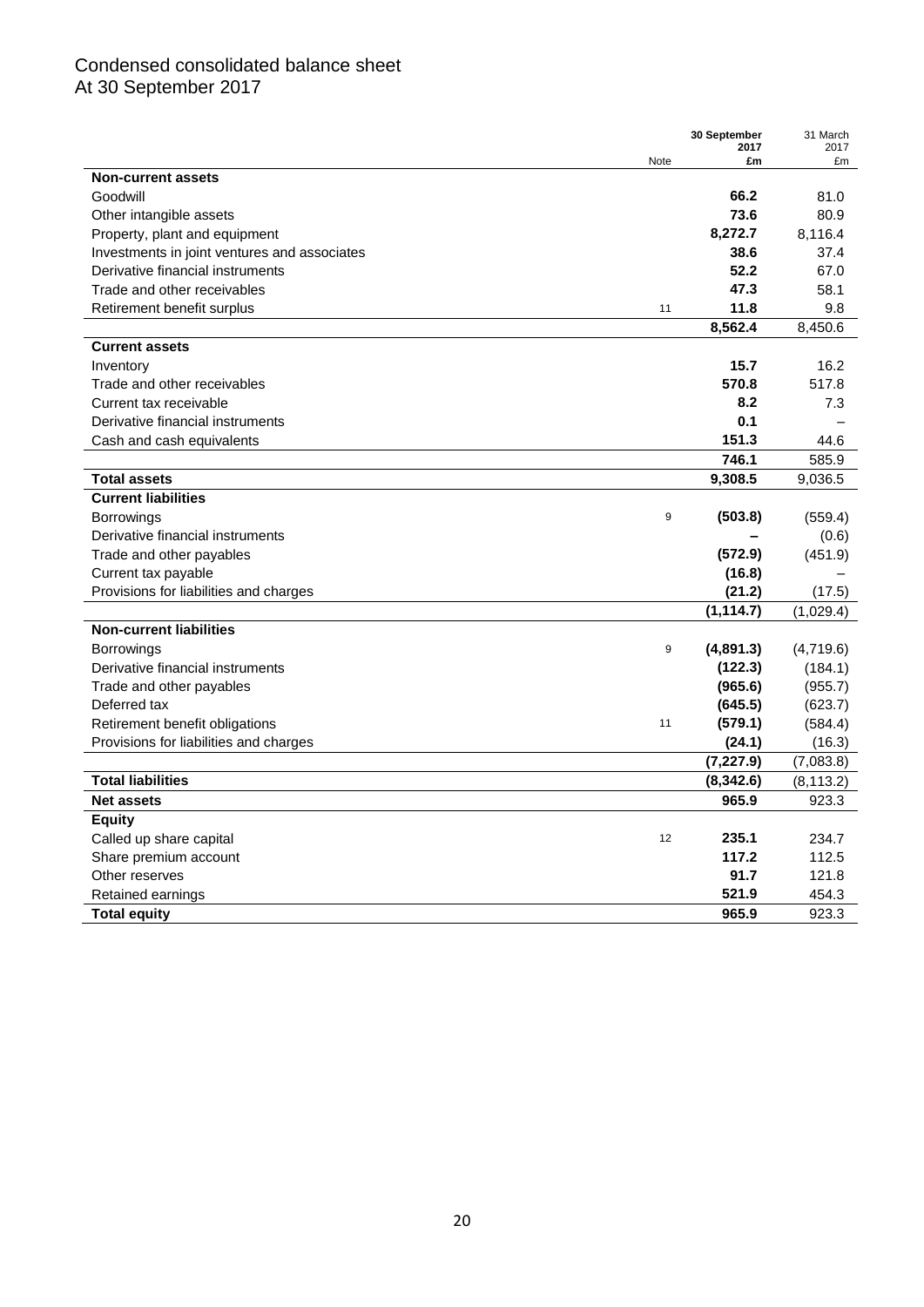# Condensed consolidated balance sheet
At 30 September 2017

| | Note | 30 September 2017 £m | 31 March 2017 £m |
|---|---|---|---|
| **Non-current assets** | | | |
| Goodwill | | **66.2** | 81.0 |
| Other intangible assets | | **73.6** | 80.9 |
| Property, plant and equipment | | **8,272.7** | 8,116.4 |
| Investments in joint ventures and associates | | **38.6** | 37.4 |
| Derivative financial instruments | | **52.2** | 67.0 |
| Trade and other receivables | | **47.3** | 58.1 |
| Retirement benefit surplus | 11 | **11.8** | 9.8 |
| | | **8,562.4** | 8,450.6 |
| **Current assets** | | | |
| Inventory | | **15.7** | 16.2 |
| Trade and other receivables | | **570.8** | 517.8 |
| Current tax receivable | | **8.2** | 7.3 |
| Derivative financial instruments | | **0.1** | – |
| Cash and cash equivalents | | **151.3** | 44.6 |
| | | **746.1** | 585.9 |
| **Total assets** | | **9,308.5** | 9,036.5 |
| **Current liabilities** | | | |
| Borrowings | 9 | **(503.8)** | (559.4) |
| Derivative financial instruments | | **–** | (0.6) |
| Trade and other payables | | **(572.9)** | (451.9) |
| Current tax payable | | **(16.8)** | – |
| Provisions for liabilities and charges | | **(21.2)** | (17.5) |
| | | **(1,114.7)** | (1,029.4) |
| **Non-current liabilities** | | | |
| Borrowings | 9 | **(4,891.3)** | (4,719.6) |
| Derivative financial instruments | | **(122.3)** | (184.1) |
| Trade and other payables | | **(965.6)** | (955.7) |
| Deferred tax | | **(645.5)** | (623.7) |
| Retirement benefit obligations | 11 | **(579.1)** | (584.4) |
| Provisions for liabilities and charges | | **(24.1)** | (16.3) |
| | | **(7,227.9)** | (7,083.8) |
| **Total liabilities** | | **(8,342.6)** | (8,113.2) |
| **Net assets** | | **965.9** | 923.3 |
| **Equity** | | | |
| Called up share capital | 12 | **235.1** | 234.7 |
| Share premium account | | **117.2** | 112.5 |
| Other reserves | | **91.7** | 121.8 |
| Retained earnings | | **521.9** | 454.3 |
| **Total equity** | | **965.9** | 923.3 |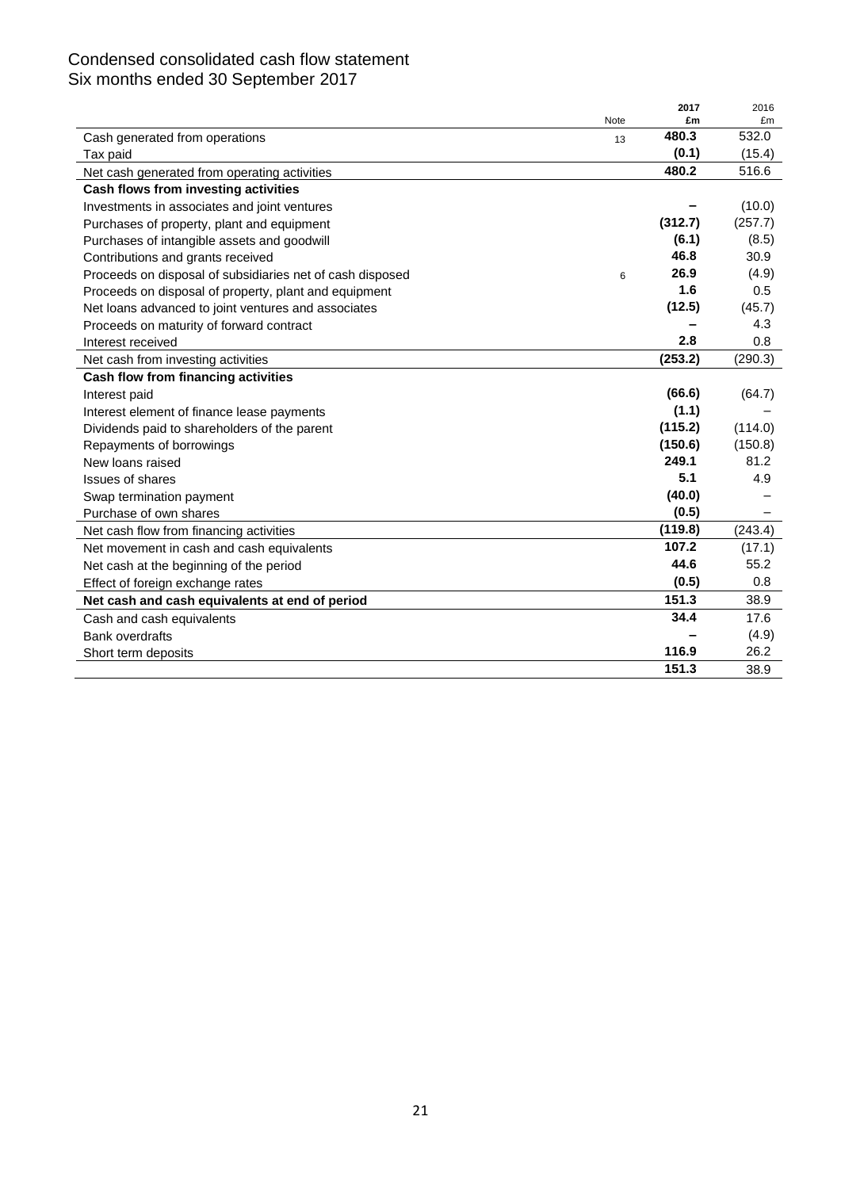# Condensed consolidated cash flow statement
Six months ended 30 September 2017

| | Note | **2017 £m** | 2016 £m |
|---|---|---|---|
| Cash generated from operations | 13 | **480.3** | 532.0 |
| Tax paid | | **(0.1)** | (15.4) |
| Net cash generated from operating activities | | **480.2** | 516.6 |
| **Cash flows from investing activities** | | | |
| Investments in associates and joint ventures | | **–** | (10.0) |
| Purchases of property, plant and equipment | | **(312.7)** | (257.7) |
| Purchases of intangible assets and goodwill | | **(6.1)** | (8.5) |
| Contributions and grants received | | **46.8** | 30.9 |
| Proceeds on disposal of subsidiaries net of cash disposed | 6 | **26.9** | (4.9) |
| Proceeds on disposal of property, plant and equipment | | **1.6** | 0.5 |
| Net loans advanced to joint ventures and associates | | **(12.5)** | (45.7) |
| Proceeds on maturity of forward contract | | **–** | 4.3 |
| Interest received | | **2.8** | 0.8 |
| Net cash from investing activities | | **(253.2)** | (290.3) |
| **Cash flow from financing activities** | | | |
| Interest paid | | **(66.6)** | (64.7) |
| Interest element of finance lease payments | | **(1.1)** | – |
| Dividends paid to shareholders of the parent | | **(115.2)** | (114.0) |
| Repayments of borrowings | | **(150.6)** | (150.8) |
| New loans raised | | **249.1** | 81.2 |
| Issues of shares | | **5.1** | 4.9 |
| Swap termination payment | | **(40.0)** | – |
| Purchase of own shares | | **(0.5)** | – |
| Net cash flow from financing activities | | **(119.8)** | (243.4) |
| Net movement in cash and cash equivalents | | **107.2** | (17.1) |
| Net cash at the beginning of the period | | **44.6** | 55.2 |
| Effect of foreign exchange rates | | **(0.5)** | 0.8 |
| **Net cash and cash equivalents at end of period** | | **151.3** | 38.9 |
| Cash and cash equivalents | | **34.4** | 17.6 |
| Bank overdrafts | | **–** | (4.9) |
| Short term deposits | | **116.9** | 26.2 |
| | | **151.3** | 38.9 |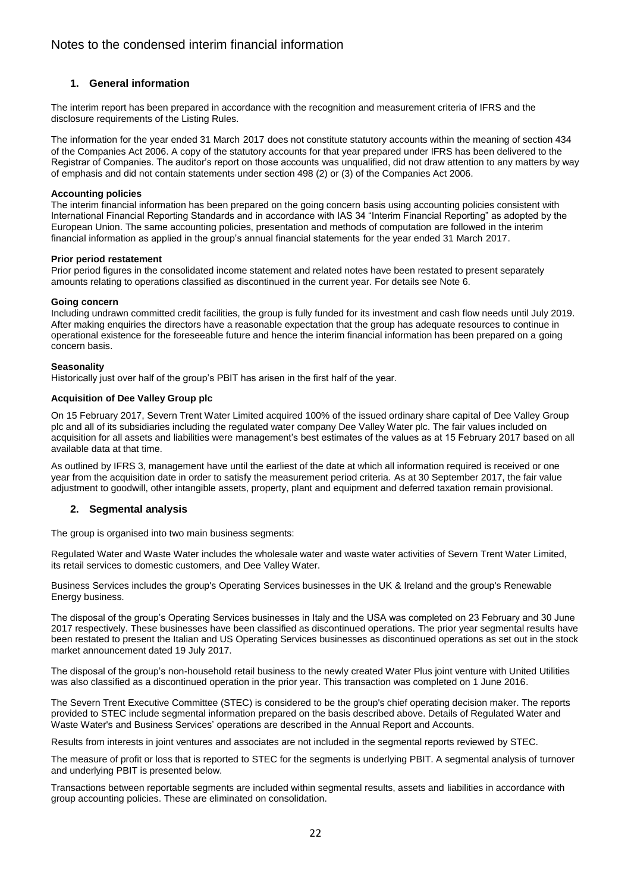# Notes to the condensed interim financial information

## 1. General information

The interim report has been prepared in accordance with the recognition and measurement criteria of IFRS and the disclosure requirements of the Listing Rules.

The information for the year ended 31 March 2017 does not constitute statutory accounts within the meaning of section 434 of the Companies Act 2006. A copy of the statutory accounts for that year prepared under IFRS has been delivered to the Registrar of Companies. The auditor's report on those accounts was unqualified, did not draw attention to any matters by way of emphasis and did not contain statements under section 498 (2) or (3) of the Companies Act 2006.

**Accounting policies**

The interim financial information has been prepared on the going concern basis using accounting policies consistent with International Financial Reporting Standards and in accordance with IAS 34 "Interim Financial Reporting" as adopted by the European Union. The same accounting policies, presentation and methods of computation are followed in the interim financial information as applied in the group's annual financial statements for the year ended 31 March 2017.

**Prior period restatement**

Prior period figures in the consolidated income statement and related notes have been restated to present separately amounts relating to operations classified as discontinued in the current year. For details see Note 6.

**Going concern**

Including undrawn committed credit facilities, the group is fully funded for its investment and cash flow needs until July 2019. After making enquiries the directors have a reasonable expectation that the group has adequate resources to continue in operational existence for the foreseeable future and hence the interim financial information has been prepared on a going concern basis.

**Seasonality**

Historically just over half of the group's PBIT has arisen in the first half of the year.

**Acquisition of Dee Valley Group plc**

On 15 February 2017, Severn Trent Water Limited acquired 100% of the issued ordinary share capital of Dee Valley Group plc and all of its subsidiaries including the regulated water company Dee Valley Water plc. The fair values included on acquisition for all assets and liabilities were management's best estimates of the values as at 15 February 2017 based on all available data at that time.

As outlined by IFRS 3, management have until the earliest of the date at which all information required is received or one year from the acquisition date in order to satisfy the measurement period criteria. As at 30 September 2017, the fair value adjustment to goodwill, other intangible assets, property, plant and equipment and deferred taxation remain provisional.

## 2. Segmental analysis

The group is organised into two main business segments:

Regulated Water and Waste Water includes the wholesale water and waste water activities of Severn Trent Water Limited, its retail services to domestic customers, and Dee Valley Water.

Business Services includes the group's Operating Services businesses in the UK & Ireland and the group's Renewable Energy business.

The disposal of the group's Operating Services businesses in Italy and the USA was completed on 23 February and 30 June 2017 respectively. These businesses have been classified as discontinued operations. The prior year segmental results have been restated to present the Italian and US Operating Services businesses as discontinued operations as set out in the stock market announcement dated 19 July 2017.

The disposal of the group's non-household retail business to the newly created Water Plus joint venture with United Utilities was also classified as a discontinued operation in the prior year. This transaction was completed on 1 June 2016.

The Severn Trent Executive Committee (STEC) is considered to be the group's chief operating decision maker. The reports provided to STEC include segmental information prepared on the basis described above. Details of Regulated Water and Waste Water's and Business Services' operations are described in the Annual Report and Accounts.

Results from interests in joint ventures and associates are not included in the segmental reports reviewed by STEC.

The measure of profit or loss that is reported to STEC for the segments is underlying PBIT. A segmental analysis of turnover and underlying PBIT is presented below.

Transactions between reportable segments are included within segmental results, assets and liabilities in accordance with group accounting policies. These are eliminated on consolidation.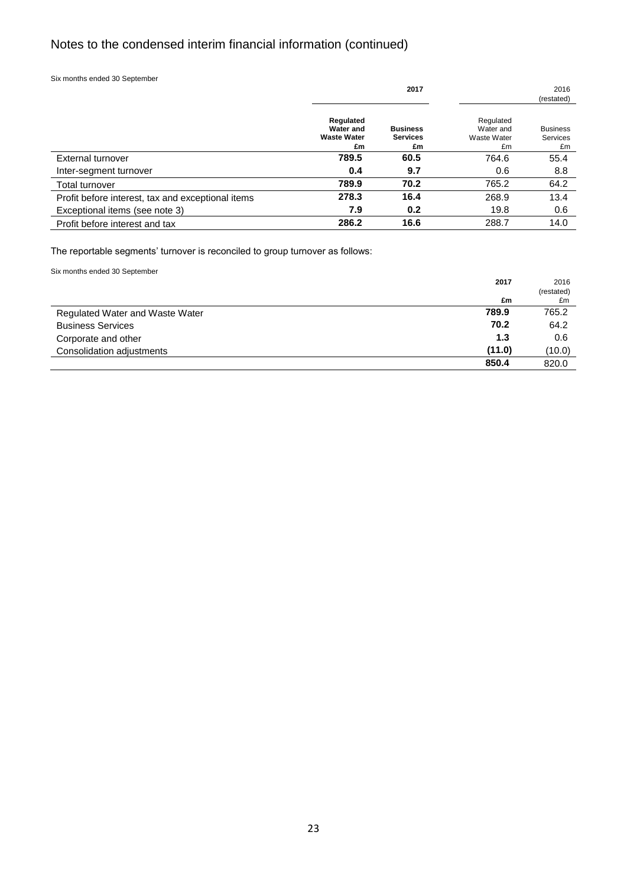# Notes to the condensed interim financial information (continued)

Six months ended 30 September

| | 2017 | | 2016 (restated) | |
|---|---|---|---|---|
| | **Regulated Water and Waste Water £m** | **Business Services £m** | Regulated Water and Waste Water £m | Business Services £m |
| External turnover | **789.5** | **60.5** | 764.6 | 55.4 |
| Inter-segment turnover | **0.4** | **9.7** | 0.6 | 8.8 |
| Total turnover | **789.9** | **70.2** | 765.2 | 64.2 |
| Profit before interest, tax and exceptional items | **278.3** | **16.4** | 268.9 | 13.4 |
| Exceptional items (see note 3) | **7.9** | **0.2** | 19.8 | 0.6 |
| Profit before interest and tax | **286.2** | **16.6** | 288.7 | 14.0 |

The reportable segments' turnover is reconciled to group turnover as follows:

Six months ended 30 September

| | **2017 £m** | 2016 (restated) £m |
|---|---|---|
| Regulated Water and Waste Water | **789.9** | 765.2 |
| Business Services | **70.2** | 64.2 |
| Corporate and other | **1.3** | 0.6 |
| Consolidation adjustments | **(11.0)** | (10.0) |
| | **850.4** | 820.0 |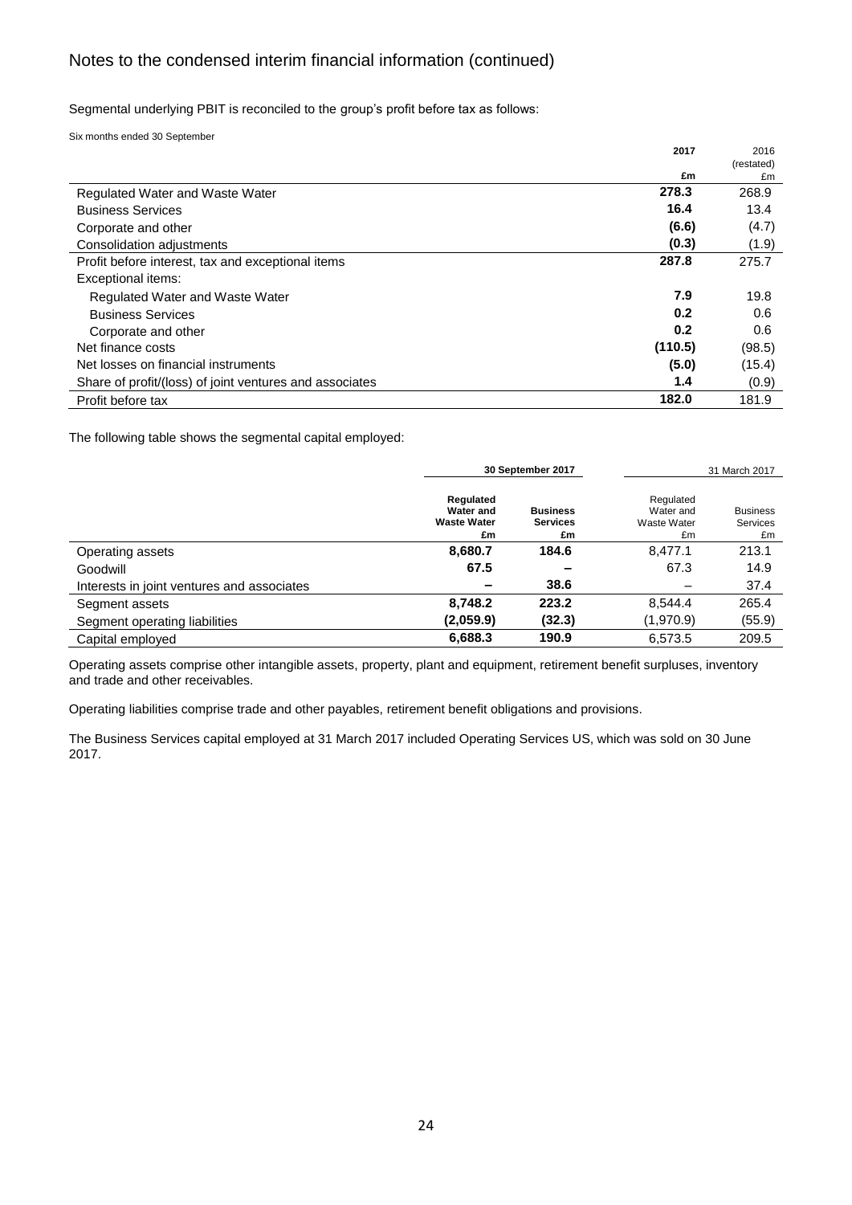# Notes to the condensed interim financial information (continued)

Segmental underlying PBIT is reconciled to the group's profit before tax as follows:

Six months ended 30 September

| | **2017** | 2016 (restated) |
|---|---|---|
| | **£m** | £m |
| Regulated Water and Waste Water | **278.3** | 268.9 |
| Business Services | **16.4** | 13.4 |
| Corporate and other | **(6.6)** | (4.7) |
| Consolidation adjustments | **(0.3)** | (1.9) |
| Profit before interest, tax and exceptional items | **287.8** | 275.7 |
| Exceptional items: | | |
| Regulated Water and Waste Water | **7.9** | 19.8 |
| Business Services | **0.2** | 0.6 |
| Corporate and other | **0.2** | 0.6 |
| Net finance costs | **(110.5)** | (98.5) |
| Net losses on financial instruments | **(5.0)** | (15.4) |
| Share of profit/(loss) of joint ventures and associates | **1.4** | (0.9) |
| Profit before tax | **182.0** | 181.9 |

The following table shows the segmental capital employed:

| | **30 September 2017** | | 31 March 2017 | |
|---|---|---|---|---|
| | **Regulated Water and Waste Water £m** | **Business Services £m** | Regulated Water and Waste Water £m | Business Services £m |
| Operating assets | **8,680.7** | **184.6** | 8,477.1 | 213.1 |
| Goodwill | **67.5** | **–** | 67.3 | 14.9 |
| Interests in joint ventures and associates | **–** | **38.6** | – | 37.4 |
| Segment assets | **8,748.2** | **223.2** | 8,544.4 | 265.4 |
| Segment operating liabilities | **(2,059.9)** | **(32.3)** | (1,970.9) | (55.9) |
| Capital employed | **6,688.3** | **190.9** | 6,573.5 | 209.5 |

Operating assets comprise other intangible assets, property, plant and equipment, retirement benefit surpluses, inventory and trade and other receivables.

Operating liabilities comprise trade and other payables, retirement benefit obligations and provisions.

The Business Services capital employed at 31 March 2017 included Operating Services US, which was sold on 30 June 2017.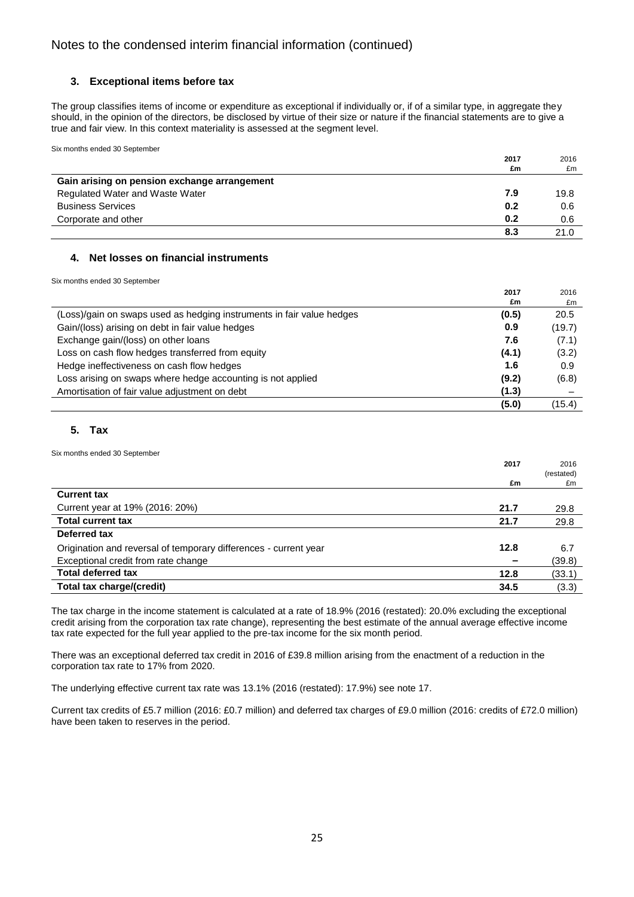# Notes to the condensed interim financial information (continued)

## 3. Exceptional items before tax

The group classifies items of income or expenditure as exceptional if individually or, if of a similar type, in aggregate they should, in the opinion of the directors, be disclosed by virtue of their size or nature if the financial statements are to give a true and fair view. In this context materiality is assessed at the segment level.

Six months ended 30 September

| | **2017** **£m** | 2016 £m |
|---|---|---|
| **Gain arising on pension exchange arrangement** | | |
| Regulated Water and Waste Water | **7.9** | 19.8 |
| Business Services | **0.2** | 0.6 |
| Corporate and other | **0.2** | 0.6 |
| | **8.3** | 21.0 |

## 4. Net losses on financial instruments

Six months ended 30 September

| | **2017** **£m** | 2016 £m |
|---|---|---|
| (Loss)/gain on swaps used as hedging instruments in fair value hedges | **(0.5)** | 20.5 |
| Gain/(loss) arising on debt in fair value hedges | **0.9** | (19.7) |
| Exchange gain/(loss) on other loans | **7.6** | (7.1) |
| Loss on cash flow hedges transferred from equity | **(4.1)** | (3.2) |
| Hedge ineffectiveness on cash flow hedges | **1.6** | 0.9 |
| Loss arising on swaps where hedge accounting is not applied | **(9.2)** | (6.8) |
| Amortisation of fair value adjustment on debt | **(1.3)** | – |
| | **(5.0)** | (15.4) |

## 5. Tax

Six months ended 30 September

| | **2017** **£m** | 2016 (restated) £m |
|---|---|---|
| **Current tax** | | |
| Current year at 19% (2016: 20%) | **21.7** | 29.8 |
| **Total current tax** | **21.7** | 29.8 |
| **Deferred tax** | | |
| Origination and reversal of temporary differences - current year | **12.8** | 6.7 |
| Exceptional credit from rate change | **–** | (39.8) |
| **Total deferred tax** | **12.8** | (33.1) |
| **Total tax charge/(credit)** | **34.5** | (3.3) |

The tax charge in the income statement is calculated at a rate of 18.9% (2016 (restated): 20.0% excluding the exceptional credit arising from the corporation tax rate change), representing the best estimate of the annual average effective income tax rate expected for the full year applied to the pre-tax income for the six month period.

There was an exceptional deferred tax credit in 2016 of £39.8 million arising from the enactment of a reduction in the corporation tax rate to 17% from 2020.

The underlying effective current tax rate was 13.1% (2016 (restated): 17.9%) see note 17.

Current tax credits of £5.7 million (2016: £0.7 million) and deferred tax charges of £9.0 million (2016: credits of £72.0 million) have been taken to reserves in the period.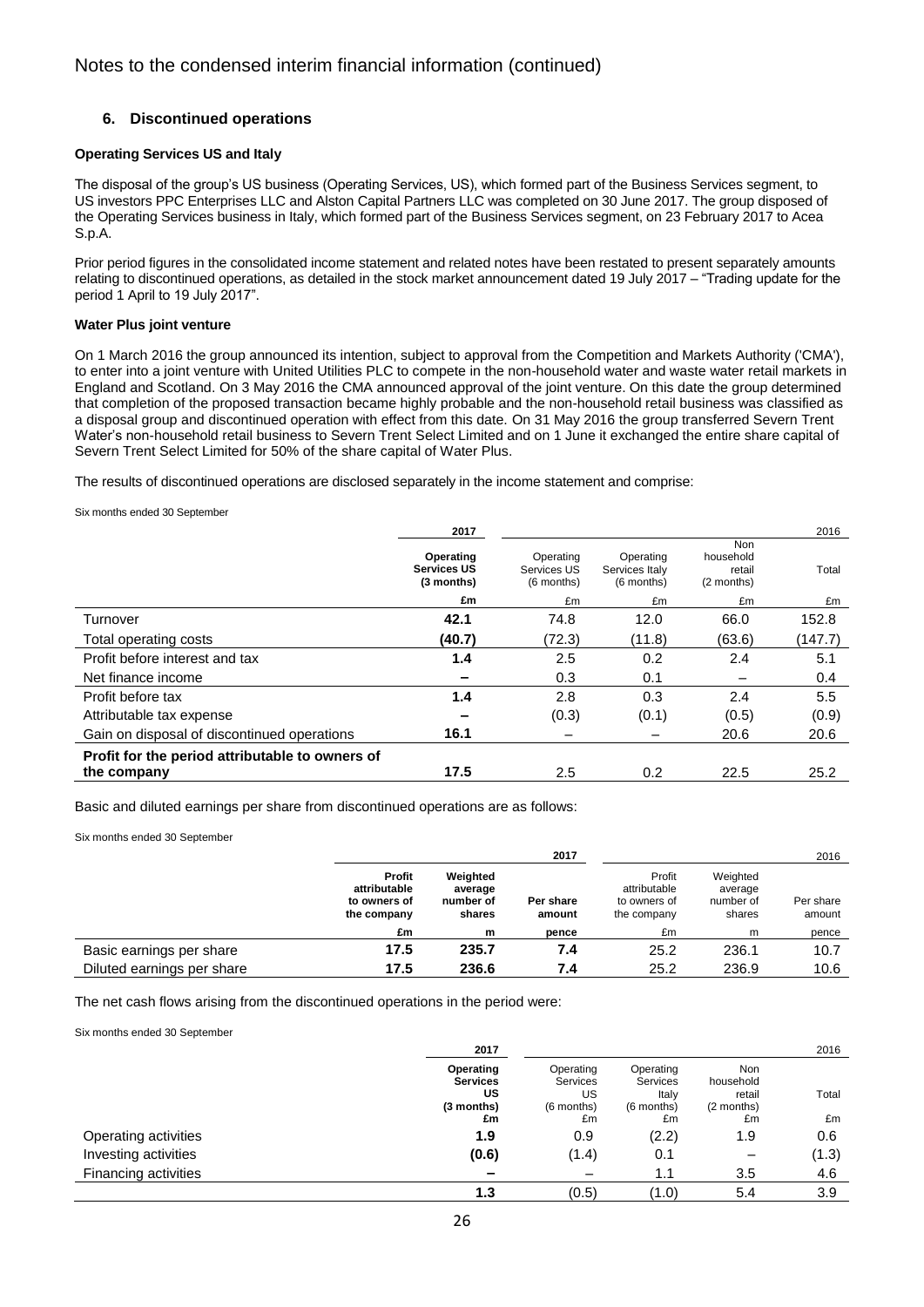# Notes to the condensed interim financial information (continued)

## 6. Discontinued operations

**Operating Services US and Italy**

The disposal of the group's US business (Operating Services, US), which formed part of the Business Services segment, to US investors PPC Enterprises LLC and Alston Capital Partners LLC was completed on 30 June 2017. The group disposed of the Operating Services business in Italy, which formed part of the Business Services segment, on 23 February 2017 to Acea S.p.A.

Prior period figures in the consolidated income statement and related notes have been restated to present separately amounts relating to discontinued operations, as detailed in the stock market announcement dated 19 July 2017 – "Trading update for the period 1 April to 19 July 2017".

**Water Plus joint venture**

On 1 March 2016 the group announced its intention, subject to approval from the Competition and Markets Authority ('CMA'), to enter into a joint venture with United Utilities PLC to compete in the non-household water and waste water retail markets in England and Scotland. On 3 May 2016 the CMA announced approval of the joint venture. On this date the group determined that completion of the proposed transaction became highly probable and the non-household retail business was classified as a disposal group and discontinued operation with effect from this date. On 31 May 2016 the group transferred Severn Trent Water's non-household retail business to Severn Trent Select Limited and on 1 June it exchanged the entire share capital of Severn Trent Select Limited for 50% of the share capital of Water Plus.

The results of discontinued operations are disclosed separately in the income statement and comprise:

Six months ended 30 September

| | 2017 | | | | 2016 |
|---|---|---|---|---|---|
| | **Operating Services US (3 months)** | Operating Services US (6 months) | Operating Services Italy (6 months) | Non household retail (2 months) | Total |
| | **£m** | £m | £m | £m | £m |
| Turnover | **42.1** | 74.8 | 12.0 | 66.0 | 152.8 |
| Total operating costs | **(40.7)** | (72.3) | (11.8) | (63.6) | (147.7) |
| Profit before interest and tax | **1.4** | 2.5 | 0.2 | 2.4 | 5.1 |
| Net finance income | **–** | 0.3 | 0.1 | – | 0.4 |
| Profit before tax | **1.4** | 2.8 | 0.3 | 2.4 | 5.5 |
| Attributable tax expense | **–** | (0.3) | (0.1) | (0.5) | (0.9) |
| Gain on disposal of discontinued operations | **16.1** | – | – | 20.6 | 20.6 |
| **Profit for the period attributable to owners of the company** | **17.5** | 2.5 | 0.2 | 22.5 | 25.2 |

Basic and diluted earnings per share from discontinued operations are as follows:

Six months ended 30 September

| | | | 2017 | | | 2016 |
|---|---|---|---|---|---|---|
| | **Profit attributable to owners of the company** | **Weighted average number of shares** | **Per share amount** | Profit attributable to owners of the company | Weighted average number of shares | Per share amount |
| | **£m** | **m** | **pence** | £m | m | pence |
| Basic earnings per share | **17.5** | **235.7** | **7.4** | 25.2 | 236.1 | 10.7 |
| Diluted earnings per share | **17.5** | **236.6** | **7.4** | 25.2 | 236.9 | 10.6 |

The net cash flows arising from the discontinued operations in the period were:

Six months ended 30 September

| | 2017 | | | | 2016 |
|---|---|---|---|---|---|
| | **Operating Services US (3 months)** | Operating Services US (6 months) | Operating Services Italy (6 months) | Non household retail (2 months) | Total |
| | **£m** | £m | £m | £m | £m |
| Operating activities | **1.9** | 0.9 | (2.2) | 1.9 | 0.6 |
| Investing activities | **(0.6)** | (1.4) | 0.1 | – | (1.3) |
| Financing activities | **–** | – | 1.1 | 3.5 | 4.6 |
| | **1.3** | (0.5) | (1.0) | 5.4 | 3.9 |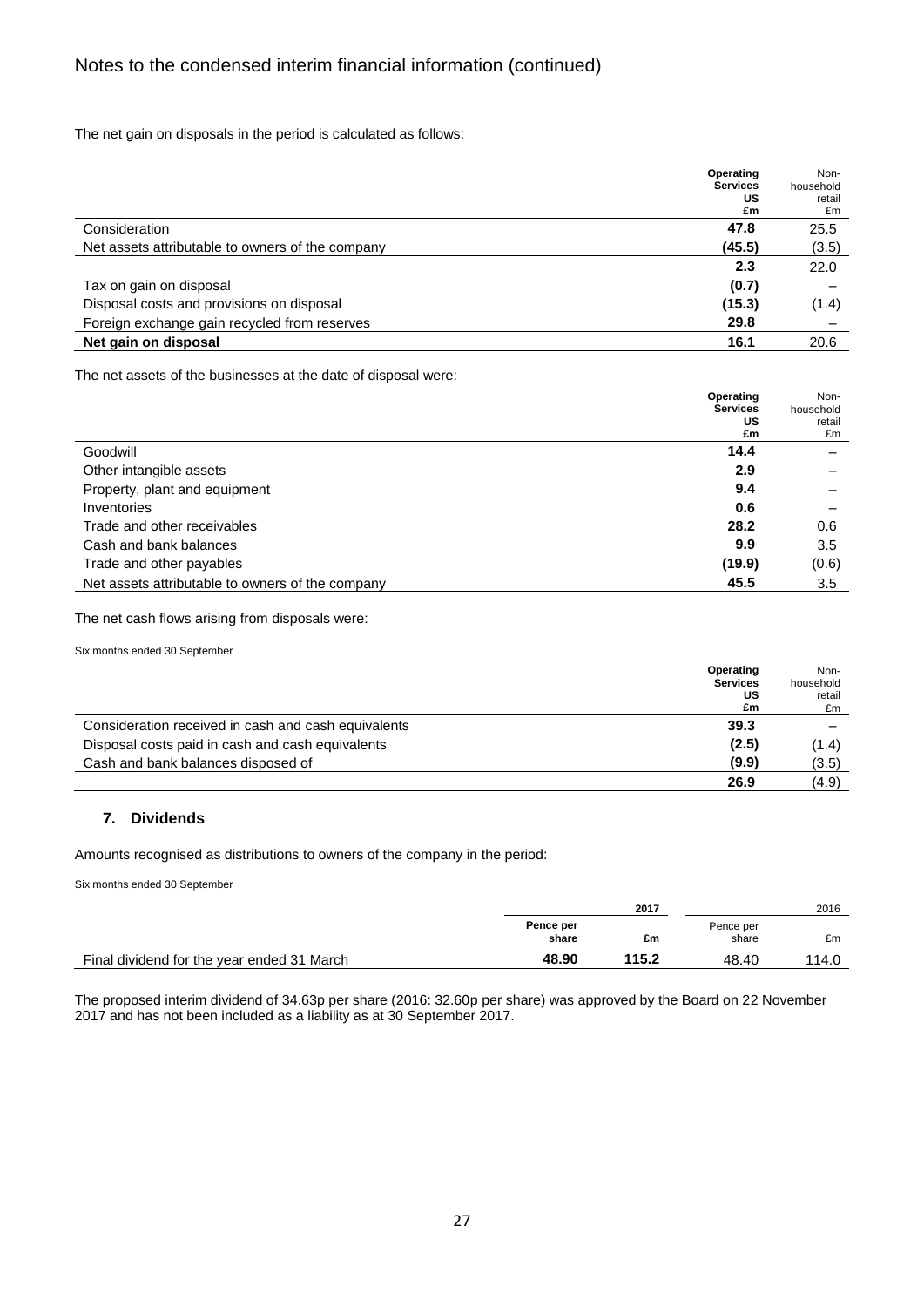# Notes to the condensed interim financial information (continued)

The net gain on disposals in the period is calculated as follows:

| | **Operating Services US £m** | Non-household retail £m |
|---|---|---|
| Consideration | **47.8** | 25.5 |
| Net assets attributable to owners of the company | **(45.5)** | (3.5) |
| | **2.3** | 22.0 |
| Tax on gain on disposal | **(0.7)** | – |
| Disposal costs and provisions on disposal | **(15.3)** | (1.4) |
| Foreign exchange gain recycled from reserves | **29.8** | – |
| **Net gain on disposal** | **16.1** | 20.6 |

The net assets of the businesses at the date of disposal were:

| | **Operating Services US £m** | Non-household retail £m |
|---|---|---|
| Goodwill | **14.4** | – |
| Other intangible assets | **2.9** | – |
| Property, plant and equipment | **9.4** | – |
| Inventories | **0.6** | – |
| Trade and other receivables | **28.2** | 0.6 |
| Cash and bank balances | **9.9** | 3.5 |
| Trade and other payables | **(19.9)** | (0.6) |
| Net assets attributable to owners of the company | **45.5** | 3.5 |

The net cash flows arising from disposals were:

Six months ended 30 September

| | **Operating Services US £m** | Non-household retail £m |
|---|---|---|
| Consideration received in cash and cash equivalents | **39.3** | – |
| Disposal costs paid in cash and cash equivalents | **(2.5)** | (1.4) |
| Cash and bank balances disposed of | **(9.9)** | (3.5) |
| | **26.9** | (4.9) |

## 7. Dividends

Amounts recognised as distributions to owners of the company in the period:

Six months ended 30 September

| | **2017** | | 2016 | |
|---|---|---|---|---|
| | **Pence per share** | **£m** | Pence per share | £m |
| Final dividend for the year ended 31 March | **48.90** | **115.2** | 48.40 | 114.0 |

The proposed interim dividend of 34.63p per share (2016: 32.60p per share) was approved by the Board on 22 November 2017 and has not been included as a liability as at 30 September 2017.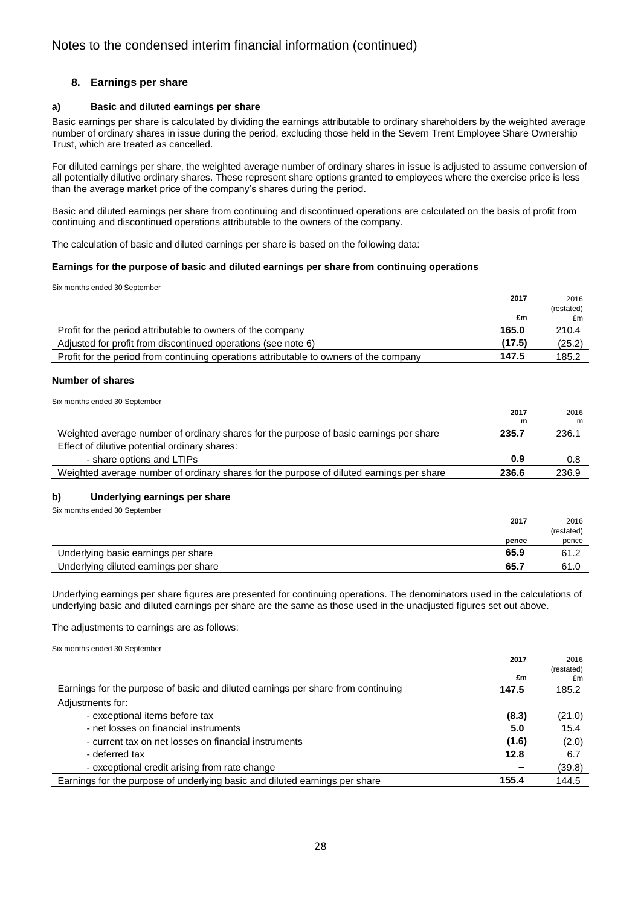## 8. Earnings per share

### a) Basic and diluted earnings per share

Basic earnings per share is calculated by dividing the earnings attributable to ordinary shareholders by the weighted average number of ordinary shares in issue during the period, excluding those held in the Severn Trent Employee Share Ownership Trust, which are treated as cancelled.

For diluted earnings per share, the weighted average number of ordinary shares in issue is adjusted to assume conversion of all potentially dilutive ordinary shares. These represent share options granted to employees where the exercise price is less than the average market price of the company's shares during the period.

Basic and diluted earnings per share from continuing and discontinued operations are calculated on the basis of profit from continuing and discontinued operations attributable to the owners of the company.

The calculation of basic and diluted earnings per share is based on the following data:

**Earnings for the purpose of basic and diluted earnings per share from continuing operations**

Six months ended 30 September

| | **2017** | 2016 (restated) |
|---|---|---|
| | **£m** | £m |
| Profit for the period attributable to owners of the company | **165.0** | 210.4 |
| Adjusted for profit from discontinued operations (see note 6) | **(17.5)** | (25.2) |
| Profit for the period from continuing operations attributable to owners of the company | **147.5** | 185.2 |

**Number of shares**

Six months ended 30 September

| | **2017** | 2016 |
|---|---|---|
| | **m** | m |
| Weighted average number of ordinary shares for the purpose of basic earnings per share | **235.7** | 236.1 |
| Effect of dilutive potential ordinary shares: | | |
| - share options and LTIPs | **0.9** | 0.8 |
| Weighted average number of ordinary shares for the purpose of diluted earnings per share | **236.6** | 236.9 |

### b) Underlying earnings per share

Six months ended 30 September

| | **2017** | 2016 (restated) |
|---|---|---|
| | **pence** | pence |
| Underlying basic earnings per share | **65.9** | 61.2 |
| Underlying diluted earnings per share | **65.7** | 61.0 |

Underlying earnings per share figures are presented for continuing operations. The denominators used in the calculations of underlying basic and diluted earnings per share are the same as those used in the unadjusted figures set out above.

The adjustments to earnings are as follows:

Six months ended 30 September

| | **2017** | 2016 (restated) |
|---|---|---|
| | **£m** | £m |
| Earnings for the purpose of basic and diluted earnings per share from continuing | **147.5** | 185.2 |
| Adjustments for: | | |
| - exceptional items before tax | **(8.3)** | (21.0) |
| - net losses on financial instruments | **5.0** | 15.4 |
| - current tax on net losses on financial instruments | **(1.6)** | (2.0) |
| - deferred tax | **12.8** | 6.7 |
| - exceptional credit arising from rate change | **–** | (39.8) |
| Earnings for the purpose of underlying basic and diluted earnings per share | **155.4** | 144.5 |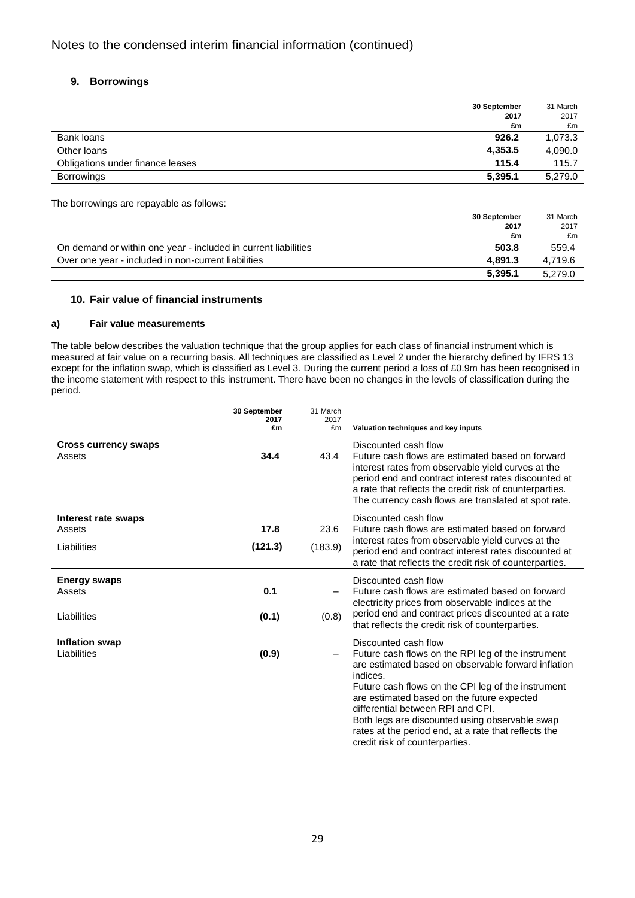# Notes to the condensed interim financial information (continued)

## 9. Borrowings

| | 30 September 2017 £m | 31 March 2017 £m |
|---|---|---|
| Bank loans | **926.2** | 1,073.3 |
| Other loans | **4,353.5** | 4,090.0 |
| Obligations under finance leases | **115.4** | 115.7 |
| Borrowings | **5,395.1** | 5,279.0 |

The borrowings are repayable as follows:

| | 30 September 2017 £m | 31 March 2017 £m |
|---|---|---|
| On demand or within one year - included in current liabilities | **503.8** | 559.4 |
| Over one year - included in non-current liabilities | **4,891.3** | 4,719.6 |
| | **5,395.1** | 5,279.0 |

## 10. Fair value of financial instruments

### a) Fair value measurements

The table below describes the valuation technique that the group applies for each class of financial instrument which is measured at fair value on a recurring basis. All techniques are classified as Level 2 under the hierarchy defined by IFRS 13 except for the inflation swap, which is classified as Level 3. During the current period a loss of £0.9m has been recognised in the income statement with respect to this instrument. There have been no changes in the levels of classification during the period.

| | 30 September 2017 £m | 31 March 2017 £m | Valuation techniques and key inputs |
|---|---|---|---|
| **Cross currency swaps** | | | Discounted cash flow |
| Assets | **34.4** | 43.4 | Future cash flows are estimated based on forward interest rates from observable yield curves at the period end and contract interest rates discounted at a rate that reflects the credit risk of counterparties. The currency cash flows are translated at spot rate. |
| **Interest rate swaps** | | | Discounted cash flow |
| Assets | **17.8** | 23.6 | Future cash flows are estimated based on forward interest rates from observable yield curves at the period end and contract interest rates discounted at a rate that reflects the credit risk of counterparties. |
| Liabilities | **(121.3)** | (183.9) | |
| **Energy swaps** | | | Discounted cash flow |
| Assets | **0.1** | – | Future cash flows are estimated based on forward electricity prices from observable indices at the period end and contract prices discounted at a rate that reflects the credit risk of counterparties. |
| Liabilities | **(0.1)** | (0.8) | |
| **Inflation swap** | | | Discounted cash flow |
| Liabilities | **(0.9)** | – | Future cash flows on the RPI leg of the instrument are estimated based on observable forward inflation indices. Future cash flows on the CPI leg of the instrument are estimated based on the future expected differential between RPI and CPI. Both legs are discounted using observable swap rates at the period end, at a rate that reflects the credit risk of counterparties. |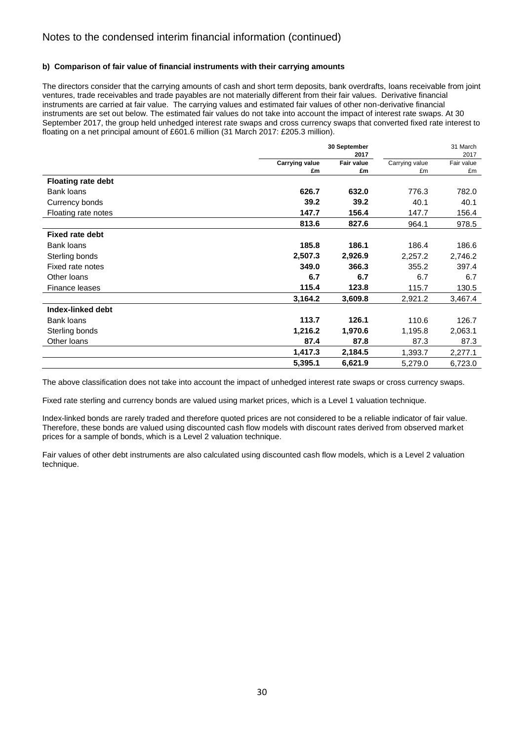Notes to the condensed interim financial information (continued)

**b) Comparison of fair value of financial instruments with their carrying amounts**

The directors consider that the carrying amounts of cash and short term deposits, bank overdrafts, loans receivable from joint ventures, trade receivables and trade payables are not materially different from their fair values. Derivative financial instruments are carried at fair value. The carrying values and estimated fair values of other non-derivative financial instruments are set out below. The estimated fair values do not take into account the impact of interest rate swaps. At 30 September 2017, the group held unhedged interest rate swaps and cross currency swaps that converted fixed rate interest to floating on a net principal amount of £601.6 million (31 March 2017: £205.3 million).

| | **30 September 2017** | | 31 March 2017 | |
|---|---|---|---|---|
| | **Carrying value £m** | **Fair value £m** | Carrying value £m | Fair value £m |
| **Floating rate debt** | | | | |
| Bank loans | **626.7** | **632.0** | 776.3 | 782.0 |
| Currency bonds | **39.2** | **39.2** | 40.1 | 40.1 |
| Floating rate notes | **147.7** | **156.4** | 147.7 | 156.4 |
| | **813.6** | **827.6** | 964.1 | 978.5 |
| **Fixed rate debt** | | | | |
| Bank loans | **185.8** | **186.1** | 186.4 | 186.6 |
| Sterling bonds | **2,507.3** | **2,926.9** | 2,257.2 | 2,746.2 |
| Fixed rate notes | **349.0** | **366.3** | 355.2 | 397.4 |
| Other loans | **6.7** | **6.7** | 6.7 | 6.7 |
| Finance leases | **115.4** | **123.8** | 115.7 | 130.5 |
| | **3,164.2** | **3,609.8** | 2,921.2 | 3,467.4 |
| **Index-linked debt** | | | | |
| Bank loans | **113.7** | **126.1** | 110.6 | 126.7 |
| Sterling bonds | **1,216.2** | **1,970.6** | 1,195.8 | 2,063.1 |
| Other loans | **87.4** | **87.8** | 87.3 | 87.3 |
| | **1,417.3** | **2,184.5** | 1,393.7 | 2,277.1 |
| | **5,395.1** | **6,621.9** | 5,279.0 | 6,723.0 |

The above classification does not take into account the impact of unhedged interest rate swaps or cross currency swaps.

Fixed rate sterling and currency bonds are valued using market prices, which is a Level 1 valuation technique.

Index-linked bonds are rarely traded and therefore quoted prices are not considered to be a reliable indicator of fair value. Therefore, these bonds are valued using discounted cash flow models with discount rates derived from observed market prices for a sample of bonds, which is a Level 2 valuation technique.

Fair values of other debt instruments are also calculated using discounted cash flow models, which is a Level 2 valuation technique.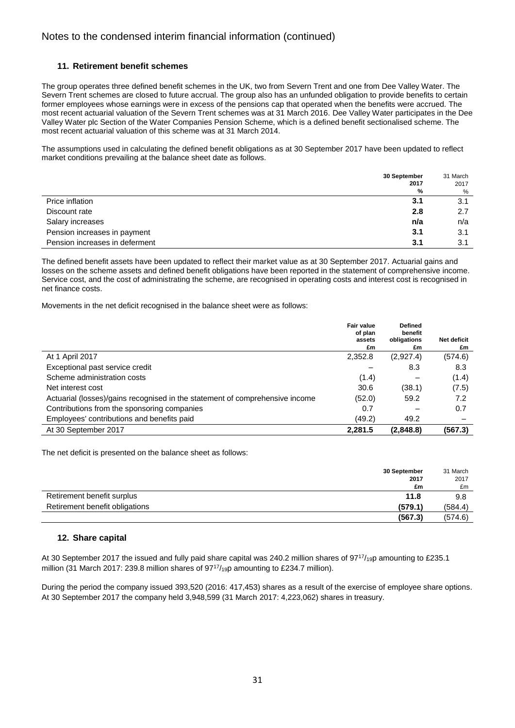## Notes to the condensed interim financial information (continued)

### 11. Retirement benefit schemes

The group operates three defined benefit schemes in the UK, two from Severn Trent and one from Dee Valley Water. The Severn Trent schemes are closed to future accrual. The group also has an unfunded obligation to provide benefits to certain former employees whose earnings were in excess of the pensions cap that operated when the benefits were accrued. The most recent actuarial valuation of the Severn Trent schemes was at 31 March 2016. Dee Valley Water participates in the Dee Valley Water plc Section of the Water Companies Pension Scheme, which is a defined benefit sectionalised scheme. The most recent actuarial valuation of this scheme was at 31 March 2014.

The assumptions used in calculating the defined benefit obligations as at 30 September 2017 have been updated to reflect market conditions prevailing at the balance sheet date as follows.

| | **30 September 2017 %** | 31 March 2017 % |
|---|---|---|
| Price inflation | **3.1** | 3.1 |
| Discount rate | **2.8** | 2.7 |
| Salary increases | **n/a** | n/a |
| Pension increases in payment | **3.1** | 3.1 |
| Pension increases in deferment | **3.1** | 3.1 |

The defined benefit assets have been updated to reflect their market value as at 30 September 2017. Actuarial gains and losses on the scheme assets and defined benefit obligations have been reported in the statement of comprehensive income. Service cost, and the cost of administrating the scheme, are recognised in operating costs and interest cost is recognised in net finance costs.

Movements in the net deficit recognised in the balance sheet were as follows:

| | **Fair value of plan assets £m** | **Defined benefit obligations £m** | **Net deficit £m** |
|---|---|---|---|
| At 1 April 2017 | 2,352.8 | (2,927.4) | (574.6) |
| Exceptional past service credit | – | 8.3 | 8.3 |
| Scheme administration costs | (1.4) | – | (1.4) |
| Net interest cost | 30.6 | (38.1) | (7.5) |
| Actuarial (losses)/gains recognised in the statement of comprehensive income | (52.0) | 59.2 | 7.2 |
| Contributions from the sponsoring companies | 0.7 | – | 0.7 |
| Employees' contributions and benefits paid | (49.2) | 49.2 | – |
| At 30 September 2017 | **2,281.5** | **(2,848.8)** | **(567.3)** |

The net deficit is presented on the balance sheet as follows:

| | **30 September 2017 £m** | 31 March 2017 £m |
|---|---|---|
| Retirement benefit surplus | **11.8** | 9.8 |
| Retirement benefit obligations | **(579.1)** | (584.4) |
| | **(567.3)** | (574.6) |

### 12. Share capital

At 30 September 2017 the issued and fully paid share capital was 240.2 million shares of $97^{17}/_{19}$p amounting to £235.1 million (31 March 2017: 239.8 million shares of $97^{17}/_{19}$p amounting to £234.7 million).

During the period the company issued 393,520 (2016: 417,453) shares as a result of the exercise of employee share options. At 30 September 2017 the company held 3,948,599 (31 March 2017: 4,223,062) shares in treasury.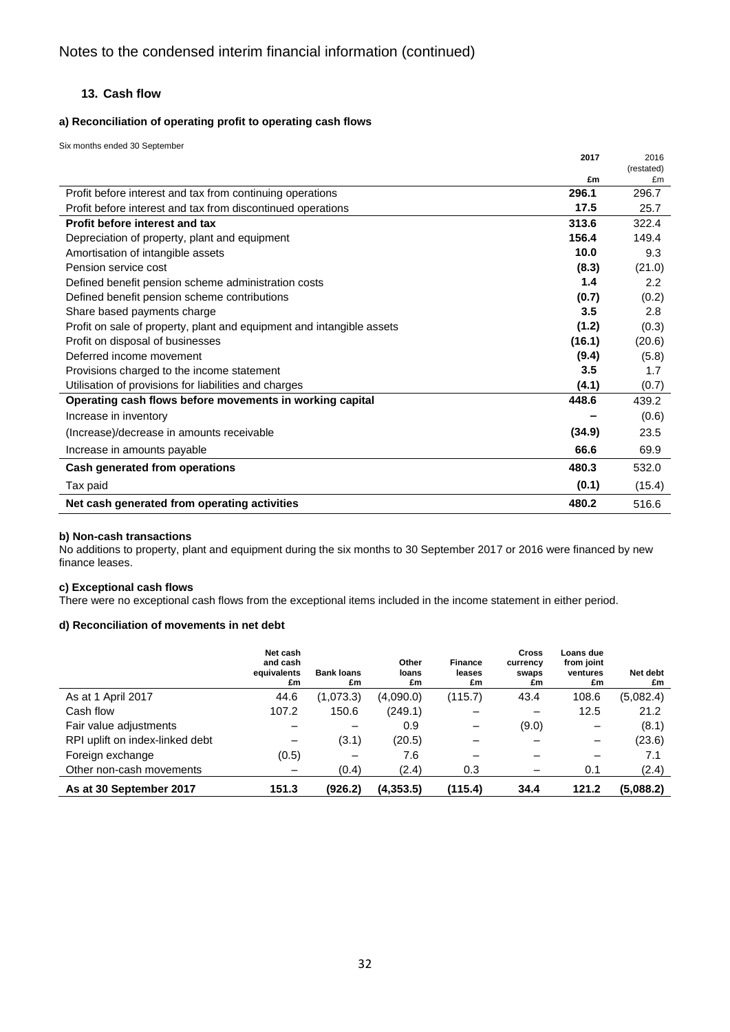# Notes to the condensed interim financial information (continued)

## 13. Cash flow

### a) Reconciliation of operating profit to operating cash flows

Six months ended 30 September

| | 2017 £m | 2016 (restated) £m |
|---|---|---|
| Profit before interest and tax from continuing operations | **296.1** | 296.7 |
| Profit before interest and tax from discontinued operations | **17.5** | 25.7 |
| **Profit before interest and tax** | **313.6** | 322.4 |
| Depreciation of property, plant and equipment | **156.4** | 149.4 |
| Amortisation of intangible assets | **10.0** | 9.3 |
| Pension service cost | **(8.3)** | (21.0) |
| Defined benefit pension scheme administration costs | **1.4** | 2.2 |
| Defined benefit pension scheme contributions | **(0.7)** | (0.2) |
| Share based payments charge | **3.5** | 2.8 |
| Profit on sale of property, plant and equipment and intangible assets | **(1.2)** | (0.3) |
| Profit on disposal of businesses | **(16.1)** | (20.6) |
| Deferred income movement | **(9.4)** | (5.8) |
| Provisions charged to the income statement | **3.5** | 1.7 |
| Utilisation of provisions for liabilities and charges | **(4.1)** | (0.7) |
| **Operating cash flows before movements in working capital** | **448.6** | 439.2 |
| Increase in inventory | **–** | (0.6) |
| (Increase)/decrease in amounts receivable | **(34.9)** | 23.5 |
| Increase in amounts payable | **66.6** | 69.9 |
| **Cash generated from operations** | **480.3** | 532.0 |
| Tax paid | **(0.1)** | (15.4) |
| **Net cash generated from operating activities** | **480.2** | 516.6 |

### b) Non-cash transactions

No additions to property, plant and equipment during the six months to 30 September 2017 or 2016 were financed by new finance leases.

### c) Exceptional cash flows

There were no exceptional cash flows from the exceptional items included in the income statement in either period.

### d) Reconciliation of movements in net debt

| | Net cash and cash equivalents £m | Bank loans £m | Other loans £m | Finance leases £m | Cross currency swaps £m | Loans due from joint ventures £m | Net debt £m |
|---|---|---|---|---|---|---|---|
| As at 1 April 2017 | 44.6 | (1,073.3) | (4,090.0) | (115.7) | 43.4 | 108.6 | (5,082.4) |
| Cash flow | 107.2 | 150.6 | (249.1) | – | – | 12.5 | 21.2 |
| Fair value adjustments | – | – | 0.9 | – | (9.0) | – | (8.1) |
| RPI uplift on index-linked debt | – | (3.1) | (20.5) | – | – | – | (23.6) |
| Foreign exchange | (0.5) | – | 7.6 | – | – | – | 7.1 |
| Other non-cash movements | – | (0.4) | (2.4) | 0.3 | – | 0.1 | (2.4) |
| **As at 30 September 2017** | **151.3** | **(926.2)** | **(4,353.5)** | **(115.4)** | **34.4** | **121.2** | **(5,088.2)** |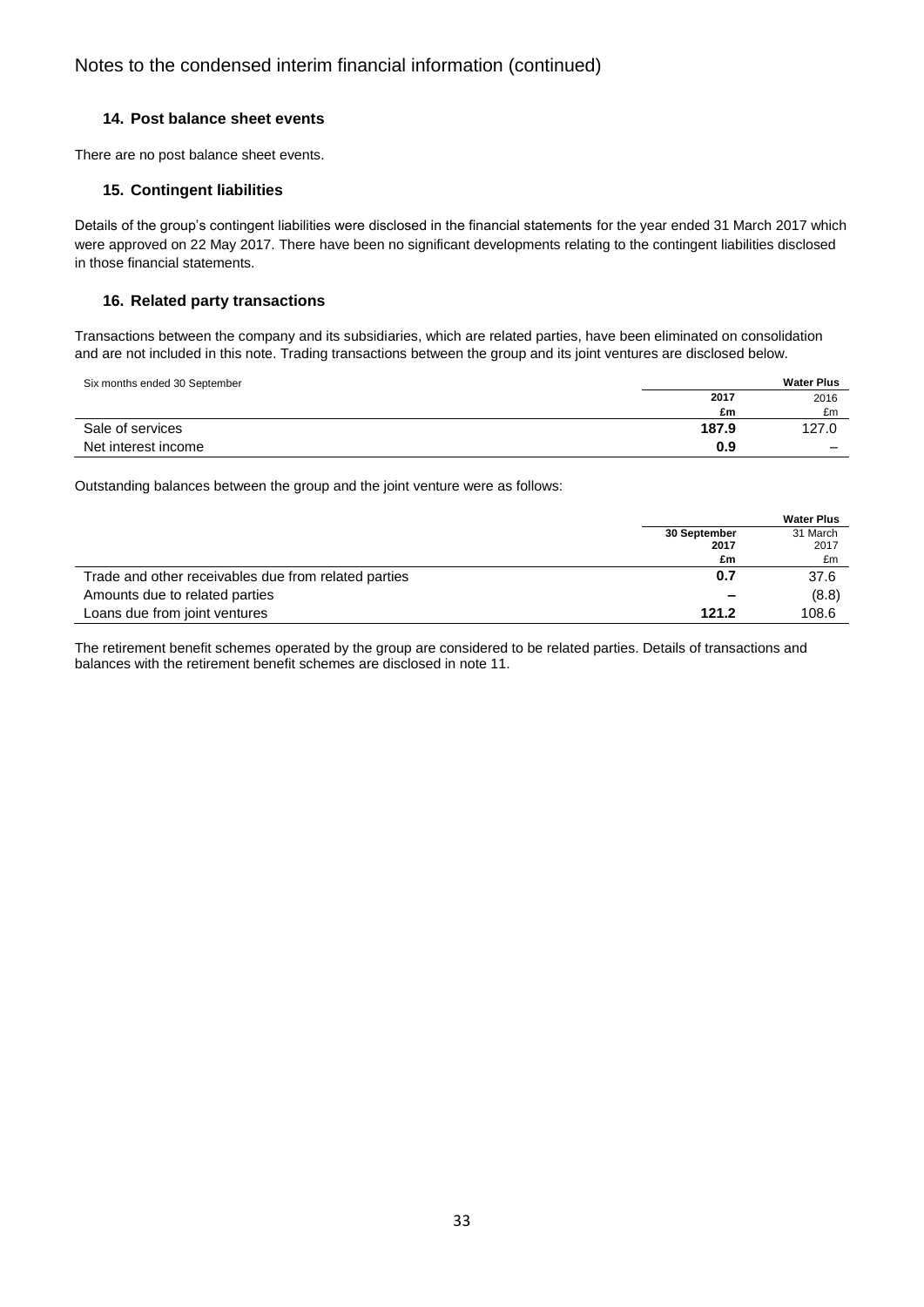# Notes to the condensed interim financial information (continued)

### 14. Post balance sheet events

There are no post balance sheet events.

### 15. Contingent liabilities

Details of the group's contingent liabilities were disclosed in the financial statements for the year ended 31 March 2017 which were approved on 22 May 2017. There have been no significant developments relating to the contingent liabilities disclosed in those financial statements.

### 16. Related party transactions

Transactions between the company and its subsidiaries, which are related parties, have been eliminated on consolidation and are not included in this note. Trading transactions between the group and its joint ventures are disclosed below.

| Six months ended 30 September | | Water Plus |
|---|---|---|
| | **2017** | 2016 |
| | **£m** | £m |
| Sale of services | **187.9** | 127.0 |
| Net interest income | **0.9** | – |

Outstanding balances between the group and the joint venture were as follows:

| | | Water Plus |
|---|---|---|
| | **30 September 2017** | 31 March 2017 |
| | **£m** | £m |
| Trade and other receivables due from related parties | **0.7** | 37.6 |
| Amounts due to related parties | **–** | (8.8) |
| Loans due from joint ventures | **121.2** | 108.6 |

The retirement benefit schemes operated by the group are considered to be related parties. Details of transactions and balances with the retirement benefit schemes are disclosed in note 11.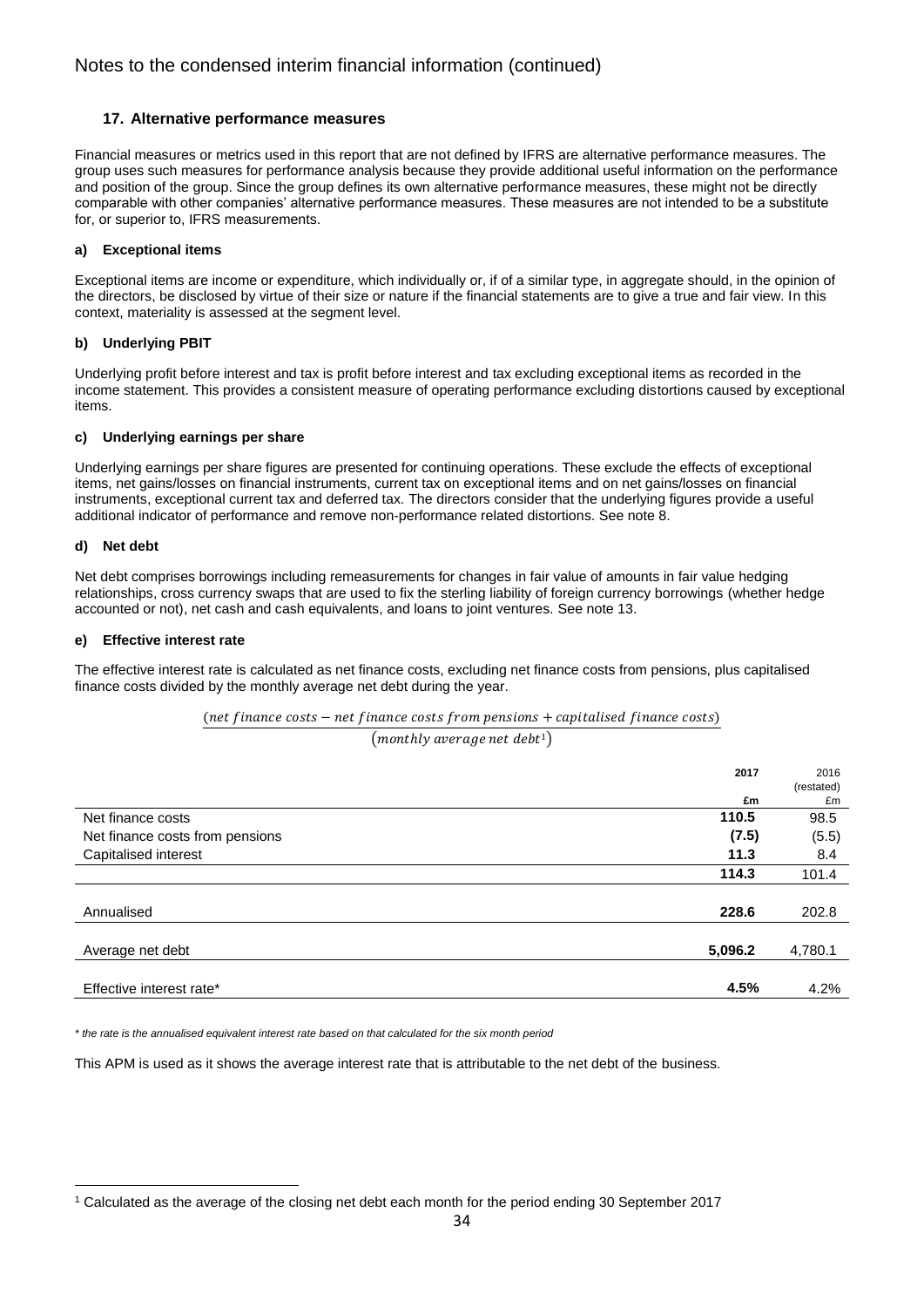Notes to the condensed interim financial information (continued)

## 17. Alternative performance measures

Financial measures or metrics used in this report that are not defined by IFRS are alternative performance measures. The group uses such measures for performance analysis because they provide additional useful information on the performance and position of the group. Since the group defines its own alternative performance measures, these might not be directly comparable with other companies' alternative performance measures. These measures are not intended to be a substitute for, or superior to, IFRS measurements.

#### a) Exceptional items

Exceptional items are income or expenditure, which individually or, if of a similar type, in aggregate should, in the opinion of the directors, be disclosed by virtue of their size or nature if the financial statements are to give a true and fair view. In this context, materiality is assessed at the segment level.

#### b) Underlying PBIT

Underlying profit before interest and tax is profit before interest and tax excluding exceptional items as recorded in the income statement. This provides a consistent measure of operating performance excluding distortions caused by exceptional items.

#### c) Underlying earnings per share

Underlying earnings per share figures are presented for continuing operations. These exclude the effects of exceptional items, net gains/losses on financial instruments, current tax on exceptional items and on net gains/losses on financial instruments, exceptional current tax and deferred tax. The directors consider that the underlying figures provide a useful additional indicator of performance and remove non-performance related distortions. See note 8.

#### d) Net debt

Net debt comprises borrowings including remeasurements for changes in fair value of amounts in fair value hedging relationships, cross currency swaps that are used to fix the sterling liability of foreign currency borrowings (whether hedge accounted or not), net cash and cash equivalents, and loans to joint ventures. See note 13.

#### e) Effective interest rate

The effective interest rate is calculated as net finance costs, excluding net finance costs from pensions, plus capitalised finance costs divided by the monthly average net debt during the year.

$$\frac{(net\ finance\ costs - net\ finance\ costs\ from\ pensions + capitalised\ finance\ costs)}{(monthly\ average\ net\ debt^{1})}$$

| | **2017** | 2016 (restated) |
|---|---|---|
| | **£m** | £m |
| Net finance costs | **110.5** | 98.5 |
| Net finance costs from pensions | **(7.5)** | (5.5) |
| Capitalised interest | **11.3** | 8.4 |
| | **114.3** | 101.4 |
| Annualised | **228.6** | 202.8 |
| Average net debt | **5,096.2** | 4,780.1 |
| Effective interest rate* | **4.5%** | 4.2% |

*\* the rate is the annualised equivalent interest rate based on that calculated for the six month period*

This APM is used as it shows the average interest rate that is attributable to the net debt of the business.

[1] Calculated as the average of the closing net debt each month for the period ending 30 September 2017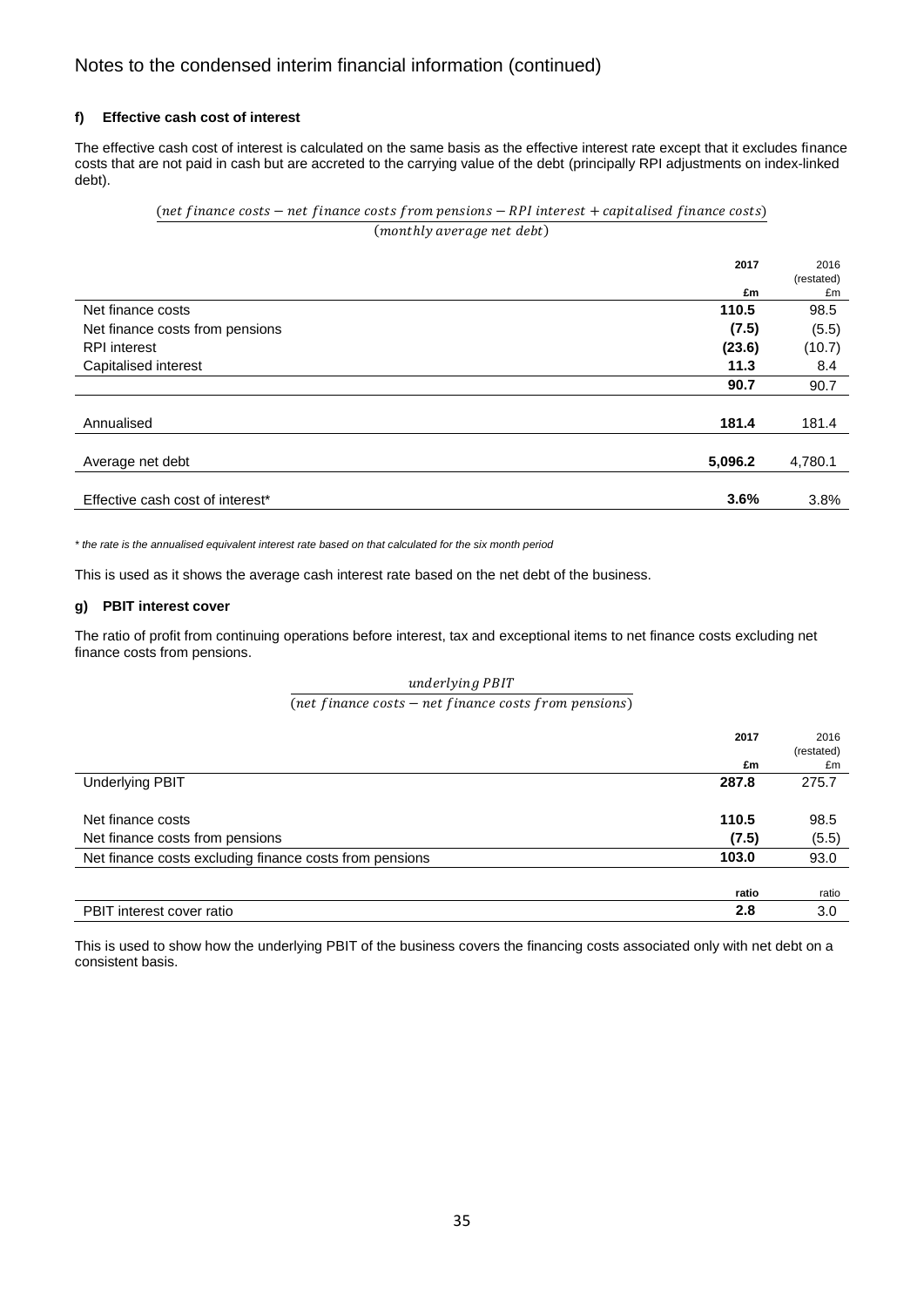## Notes to the condensed interim financial information (continued)

**f) Effective cash cost of interest**

The effective cash cost of interest is calculated on the same basis as the effective interest rate except that it excludes finance costs that are not paid in cash but are accreted to the carrying value of the debt (principally RPI adjustments on index-linked debt).

$$\frac{(net\ finance\ costs - net\ finance\ costs\ from\ pensions - RPI\ interest + capitalised\ finance\ costs)}{(monthly\ average\ net\ debt)}$$

| | **2017** | 2016 (restated) |
|---|---|---|
| | **£m** | £m |
| Net finance costs | **110.5** | 98.5 |
| Net finance costs from pensions | **(7.5)** | (5.5) |
| RPI interest | **(23.6)** | (10.7) |
| Capitalised interest | **11.3** | 8.4 |
| | **90.7** | 90.7 |
| Annualised | **181.4** | 181.4 |
| Average net debt | **5,096.2** | 4,780.1 |
| Effective cash cost of interest* | **3.6%** | 3.8% |

*\* the rate is the annualised equivalent interest rate based on that calculated for the six month period*

This is used as it shows the average cash interest rate based on the net debt of the business.

**g) PBIT interest cover**

The ratio of profit from continuing operations before interest, tax and exceptional items to net finance costs excluding net finance costs from pensions.

$$\frac{underlying\ PBIT}{(net\ finance\ costs - net\ finance\ costs\ from\ pensions)}$$

| | **2017** | 2016 (restated) |
|---|---|---|
| | **£m** | £m |
| Underlying PBIT | **287.8** | 275.7 |
| Net finance costs | **110.5** | 98.5 |
| Net finance costs from pensions | **(7.5)** | (5.5) |
| Net finance costs excluding finance costs from pensions | **103.0** | 93.0 |
| | **ratio** | ratio |
| PBIT interest cover ratio | **2.8** | 3.0 |

This is used to show how the underlying PBIT of the business covers the financing costs associated only with net debt on a consistent basis.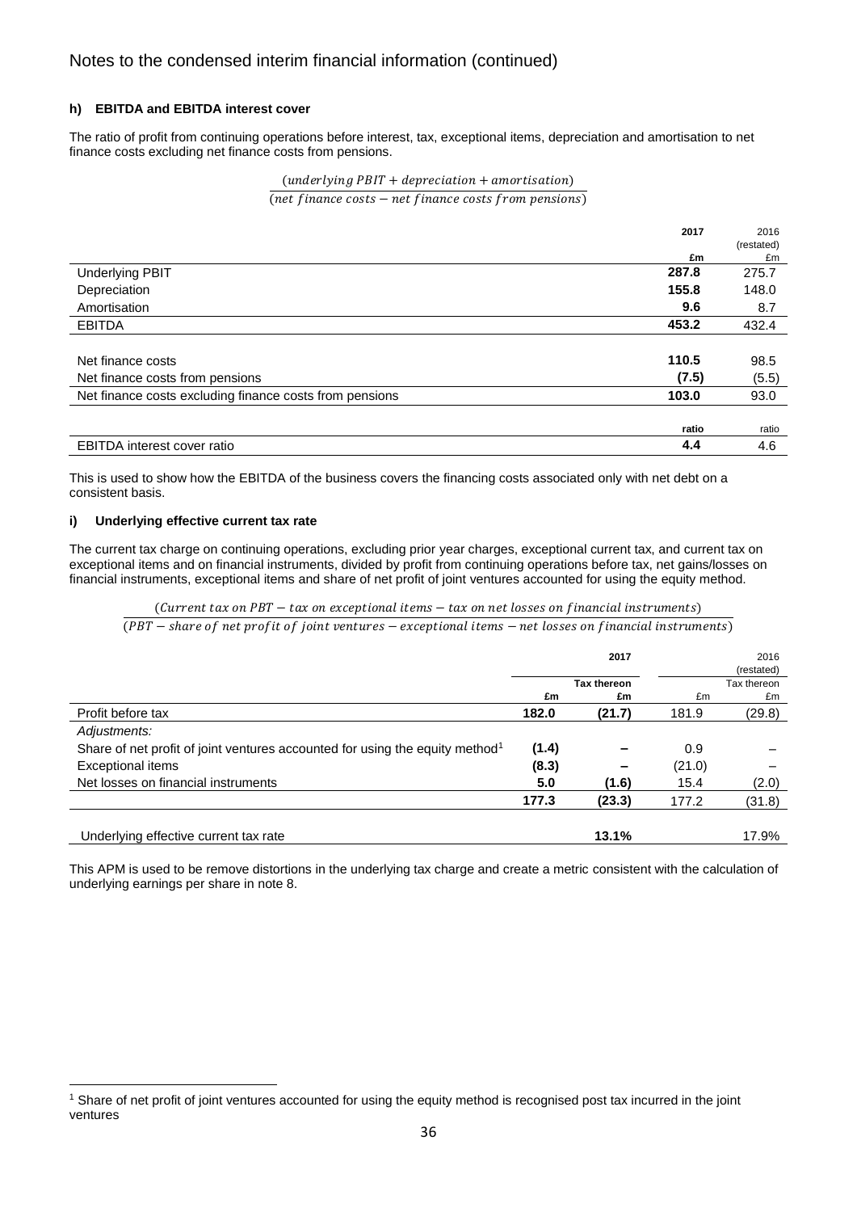Notes to the condensed interim financial information (continued)

#### h) EBITDA and EBITDA interest cover

The ratio of profit from continuing operations before interest, tax, exceptional items, depreciation and amortisation to net finance costs excluding net finance costs from pensions.

$$\frac{(underlying\ PBIT + depreciation + amortisation)}{(net\ finance\ costs - net\ finance\ costs\ from\ pensions)}$$

| | **2017** | 2016 (restated) |
|---|---|---|
| | **£m** | £m |
| Underlying PBIT | **287.8** | 275.7 |
| Depreciation | **155.8** | 148.0 |
| Amortisation | **9.6** | 8.7 |
| EBITDA | **453.2** | 432.4 |
| | | |
| Net finance costs | **110.5** | 98.5 |
| Net finance costs from pensions | **(7.5)** | (5.5) |
| Net finance costs excluding finance costs from pensions | **103.0** | 93.0 |
| | | |
| | **ratio** | ratio |
| EBITDA interest cover ratio | **4.4** | 4.6 |

This is used to show how the EBITDA of the business covers the financing costs associated only with net debt on a consistent basis.

#### i) Underlying effective current tax rate

The current tax charge on continuing operations, excluding prior year charges, exceptional current tax, and current tax on exceptional items and on financial instruments, divided by profit from continuing operations before tax, net gains/losses on financial instruments, exceptional items and share of net profit of joint ventures accounted for using the equity method.

$$\frac{(Current\ tax\ on\ PBT - tax\ on\ exceptional\ items - tax\ on\ net\ losses\ on\ financial\ instruments)}{(PBT - share\ of\ net\ profit\ of\ joint\ ventures - exceptional\ items - net\ losses\ on\ financial\ instruments)}$$

| | **2017** | | 2016 (restated) | |
|---|---|---|---|---|
| | | **Tax thereon** | | Tax thereon |
| | **£m** | **£m** | £m | £m |
| Profit before tax | **182.0** | **(21.7)** | 181.9 | (29.8) |
| *Adjustments:* | | | | |
| Share of net profit of joint ventures accounted for using the equity method[1] | **(1.4)** | **–** | 0.9 | – |
| Exceptional items | **(8.3)** | **–** | (21.0) | – |
| Net losses on financial instruments | **5.0** | **(1.6)** | 15.4 | (2.0) |
| | **177.3** | **(23.3)** | 177.2 | (31.8) |
| | | | | |
| Underlying effective current tax rate | | **13.1%** | | 17.9% |

This APM is used to be remove distortions in the underlying tax charge and create a metric consistent with the calculation of underlying earnings per share in note 8.

[1] Share of net profit of joint ventures accounted for using the equity method is recognised post tax incurred in the joint ventures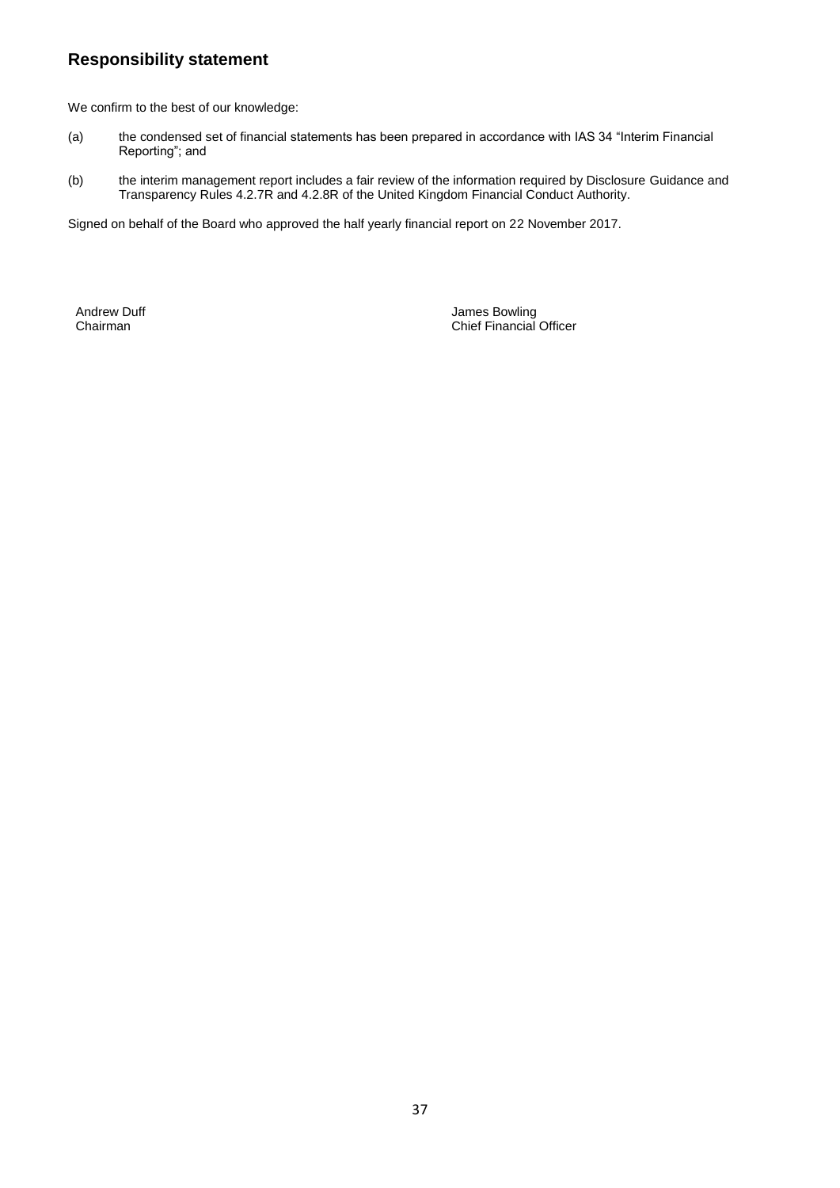## Responsibility statement

We confirm to the best of our knowledge:

(a) the condensed set of financial statements has been prepared in accordance with IAS 34 "Interim Financial Reporting"; and

(b) the interim management report includes a fair review of the information required by Disclosure Guidance and Transparency Rules 4.2.7R and 4.2.8R of the United Kingdom Financial Conduct Authority.

Signed on behalf of the Board who approved the half yearly financial report on 22 November 2017.

Andrew Duff
Chairman

James Bowling
Chief Financial Officer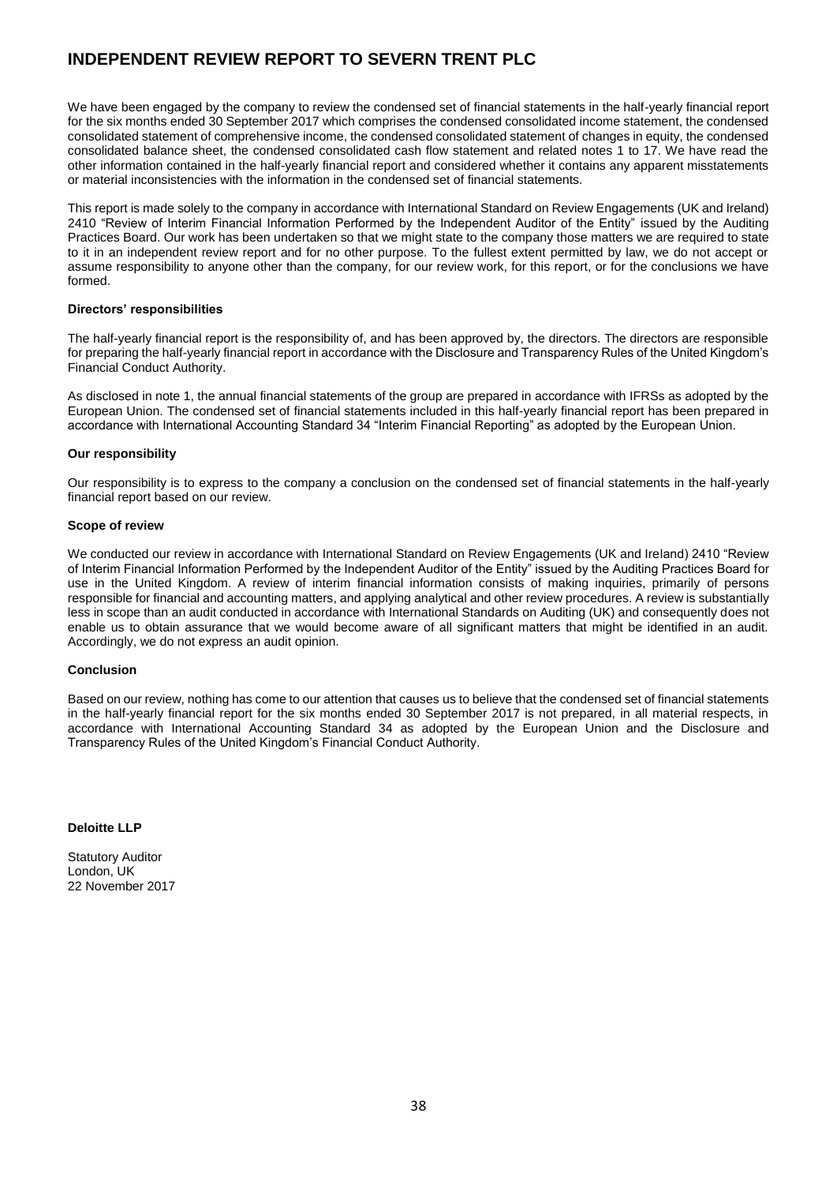# INDEPENDENT REVIEW REPORT TO SEVERN TRENT PLC

We have been engaged by the company to review the condensed set of financial statements in the half-yearly financial report for the six months ended 30 September 2017 which comprises the condensed consolidated income statement, the condensed consolidated statement of comprehensive income, the condensed consolidated statement of changes in equity, the condensed consolidated balance sheet, the condensed consolidated cash flow statement and related notes 1 to 17. We have read the other information contained in the half-yearly financial report and considered whether it contains any apparent misstatements or material inconsistencies with the information in the condensed set of financial statements.

This report is made solely to the company in accordance with International Standard on Review Engagements (UK and Ireland) 2410 "Review of Interim Financial Information Performed by the Independent Auditor of the Entity" issued by the Auditing Practices Board. Our work has been undertaken so that we might state to the company those matters we are required to state to it in an independent review report and for no other purpose. To the fullest extent permitted by law, we do not accept or assume responsibility to anyone other than the company, for our review work, for this report, or for the conclusions we have formed.

**Directors' responsibilities**

The half-yearly financial report is the responsibility of, and has been approved by, the directors. The directors are responsible for preparing the half-yearly financial report in accordance with the Disclosure and Transparency Rules of the United Kingdom's Financial Conduct Authority.

As disclosed in note 1, the annual financial statements of the group are prepared in accordance with IFRSs as adopted by the European Union. The condensed set of financial statements included in this half-yearly financial report has been prepared in accordance with International Accounting Standard 34 "Interim Financial Reporting" as adopted by the European Union.

**Our responsibility**

Our responsibility is to express to the company a conclusion on the condensed set of financial statements in the half-yearly financial report based on our review.

**Scope of review**

We conducted our review in accordance with International Standard on Review Engagements (UK and Ireland) 2410 "Review of Interim Financial Information Performed by the Independent Auditor of the Entity" issued by the Auditing Practices Board for use in the United Kingdom. A review of interim financial information consists of making inquiries, primarily of persons responsible for financial and accounting matters, and applying analytical and other review procedures. A review is substantially less in scope than an audit conducted in accordance with International Standards on Auditing (UK) and consequently does not enable us to obtain assurance that we would become aware of all significant matters that might be identified in an audit. Accordingly, we do not express an audit opinion.

**Conclusion**

Based on our review, nothing has come to our attention that causes us to believe that the condensed set of financial statements in the half-yearly financial report for the six months ended 30 September 2017 is not prepared, in all material respects, in accordance with International Accounting Standard 34 as adopted by the European Union and the Disclosure and Transparency Rules of the United Kingdom's Financial Conduct Authority.

**Deloitte LLP**

Statutory Auditor
London, UK
22 November 2017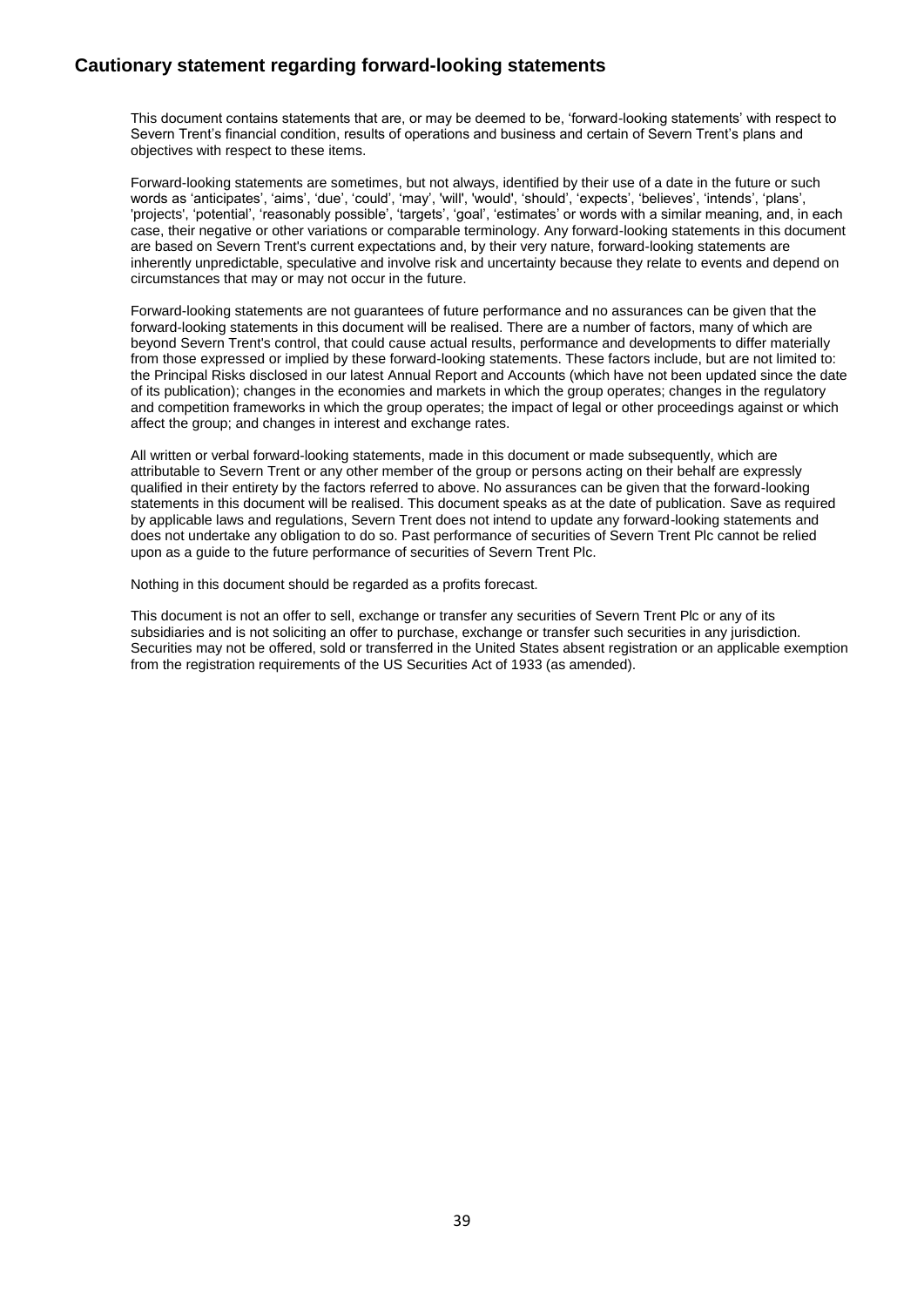## Cautionary statement regarding forward-looking statements

This document contains statements that are, or may be deemed to be, 'forward-looking statements' with respect to Severn Trent's financial condition, results of operations and business and certain of Severn Trent's plans and objectives with respect to these items.

Forward-looking statements are sometimes, but not always, identified by their use of a date in the future or such words as 'anticipates', 'aims', 'due', 'could', 'may', 'will', 'would', 'should', 'expects', 'believes', 'intends', 'plans', 'projects', 'potential', 'reasonably possible', 'targets', 'goal', 'estimates' or words with a similar meaning, and, in each case, their negative or other variations or comparable terminology. Any forward-looking statements in this document are based on Severn Trent's current expectations and, by their very nature, forward-looking statements are inherently unpredictable, speculative and involve risk and uncertainty because they relate to events and depend on circumstances that may or may not occur in the future.

Forward-looking statements are not guarantees of future performance and no assurances can be given that the forward-looking statements in this document will be realised. There are a number of factors, many of which are beyond Severn Trent's control, that could cause actual results, performance and developments to differ materially from those expressed or implied by these forward-looking statements. These factors include, but are not limited to: the Principal Risks disclosed in our latest Annual Report and Accounts (which have not been updated since the date of its publication); changes in the economies and markets in which the group operates; changes in the regulatory and competition frameworks in which the group operates; the impact of legal or other proceedings against or which affect the group; and changes in interest and exchange rates.

All written or verbal forward-looking statements, made in this document or made subsequently, which are attributable to Severn Trent or any other member of the group or persons acting on their behalf are expressly qualified in their entirety by the factors referred to above. No assurances can be given that the forward-looking statements in this document will be realised. This document speaks as at the date of publication. Save as required by applicable laws and regulations, Severn Trent does not intend to update any forward-looking statements and does not undertake any obligation to do so. Past performance of securities of Severn Trent Plc cannot be relied upon as a guide to the future performance of securities of Severn Trent Plc.

Nothing in this document should be regarded as a profits forecast.

This document is not an offer to sell, exchange or transfer any securities of Severn Trent Plc or any of its subsidiaries and is not soliciting an offer to purchase, exchange or transfer such securities in any jurisdiction. Securities may not be offered, sold or transferred in the United States absent registration or an applicable exemption from the registration requirements of the US Securities Act of 1933 (as amended).